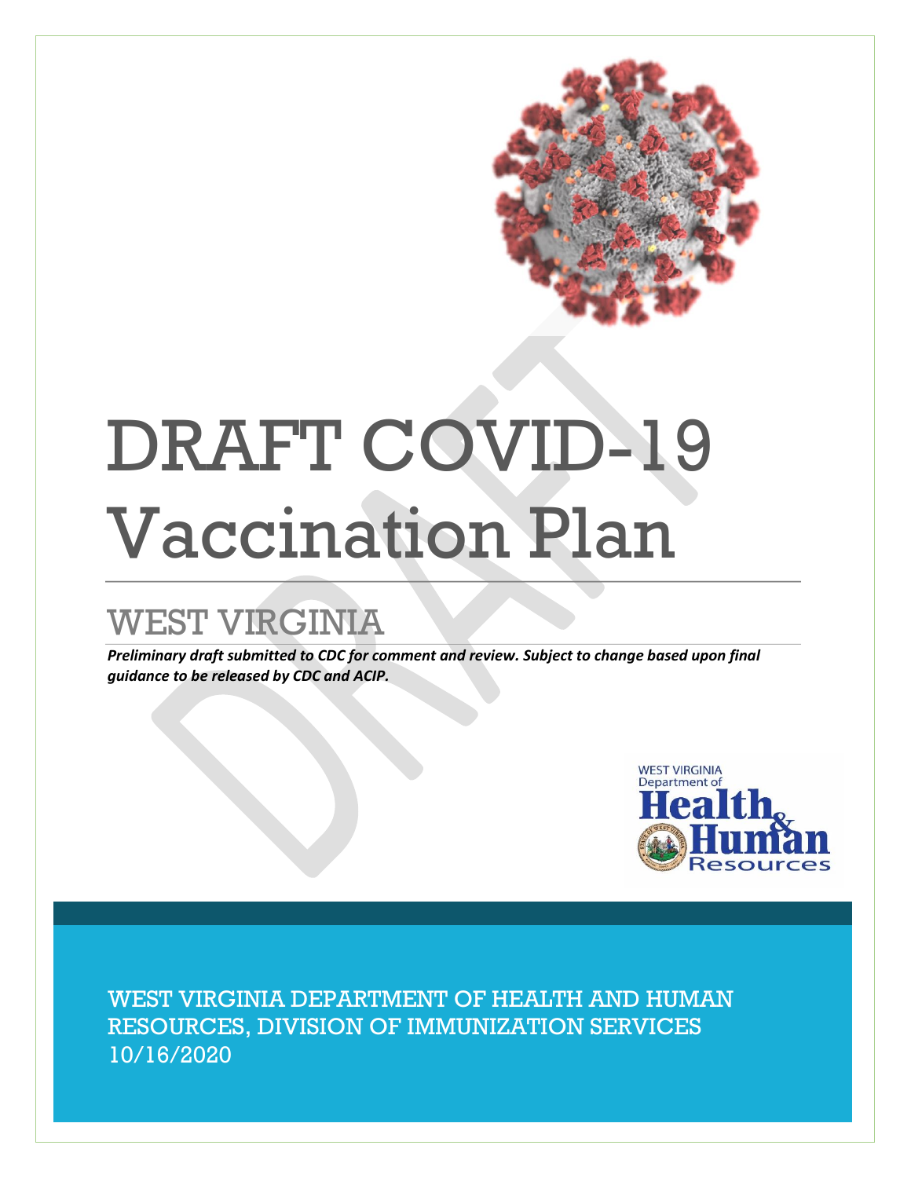# DRAFT COVID-19 Vaccination Plan

## WEST VIRGINIA

***Preliminary draft submitted to CDC for comment and review. Subject to change based upon final guidance to be released by CDC and ACIP.***

WEST VIRGINIA Department of Health & Human Resources

WEST VIRGINIA DEPARTMENT OF HEALTH AND HUMAN RESOURCES, DIVISION OF IMMUNIZATION SERVICES
10/16/2020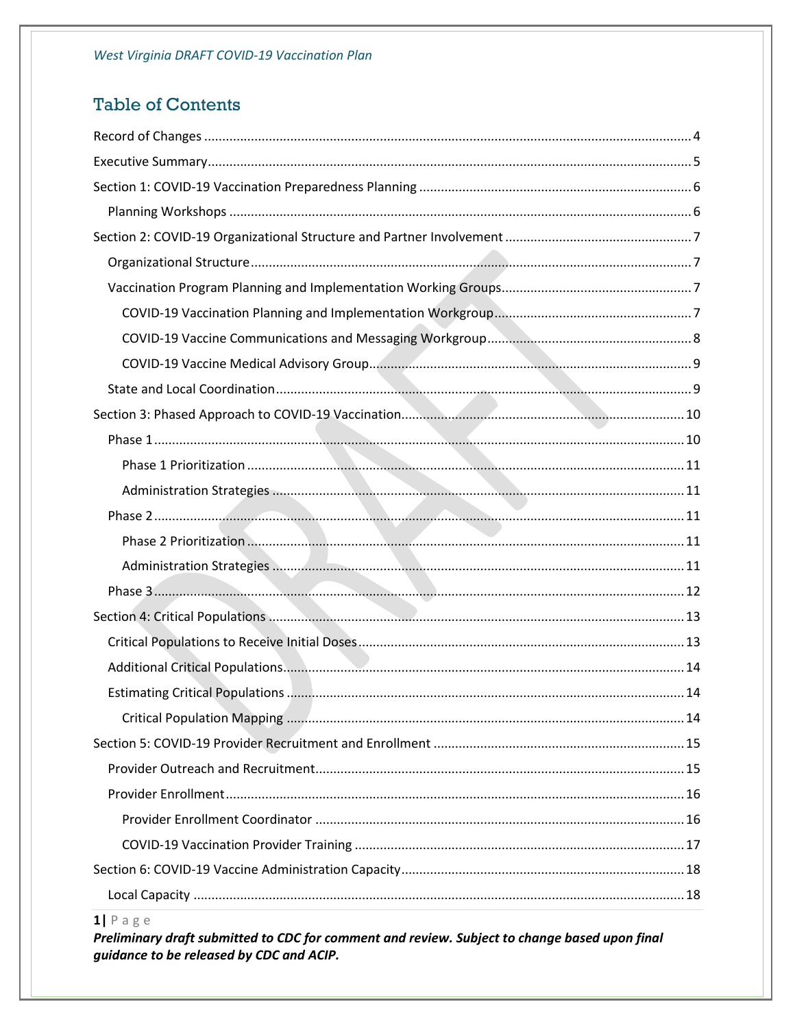## Table of Contents

Record of Changes ..... 4

Executive Summary ..... 5

Section 1: COVID-19 Vaccination Preparedness Planning ..... 6

- Planning Workshops ..... 6

Section 2: COVID-19 Organizational Structure and Partner Involvement ..... 7

- Organizational Structure ..... 7
- Vaccination Program Planning and Implementation Working Groups ..... 7
  - COVID-19 Vaccination Planning and Implementation Workgroup ..... 7
  - COVID-19 Vaccine Communications and Messaging Workgroup ..... 8
  - COVID-19 Vaccine Medical Advisory Group ..... 9
- State and Local Coordination ..... 9

Section 3: Phased Approach to COVID-19 Vaccination ..... 10

- Phase 1 ..... 10
  - Phase 1 Prioritization ..... 11
  - Administration Strategies ..... 11
- Phase 2 ..... 11
  - Phase 2 Prioritization ..... 11
  - Administration Strategies ..... 11
- Phase 3 ..... 12

Section 4: Critical Populations ..... 13

- Critical Populations to Receive Initial Doses ..... 13
- Additional Critical Populations ..... 14
- Estimating Critical Populations ..... 14
  - Critical Population Mapping ..... 14

Section 5: COVID-19 Provider Recruitment and Enrollment ..... 15

- Provider Outreach and Recruitment ..... 15
- Provider Enrollment ..... 16
  - Provider Enrollment Coordinator ..... 16
  - COVID-19 Vaccination Provider Training ..... 17

Section 6: COVID-19 Vaccine Administration Capacity ..... 18

- Local Capacity ..... 18

***Preliminary draft submitted to CDC for comment and review. Subject to change based upon final guidance to be released by CDC and ACIP.***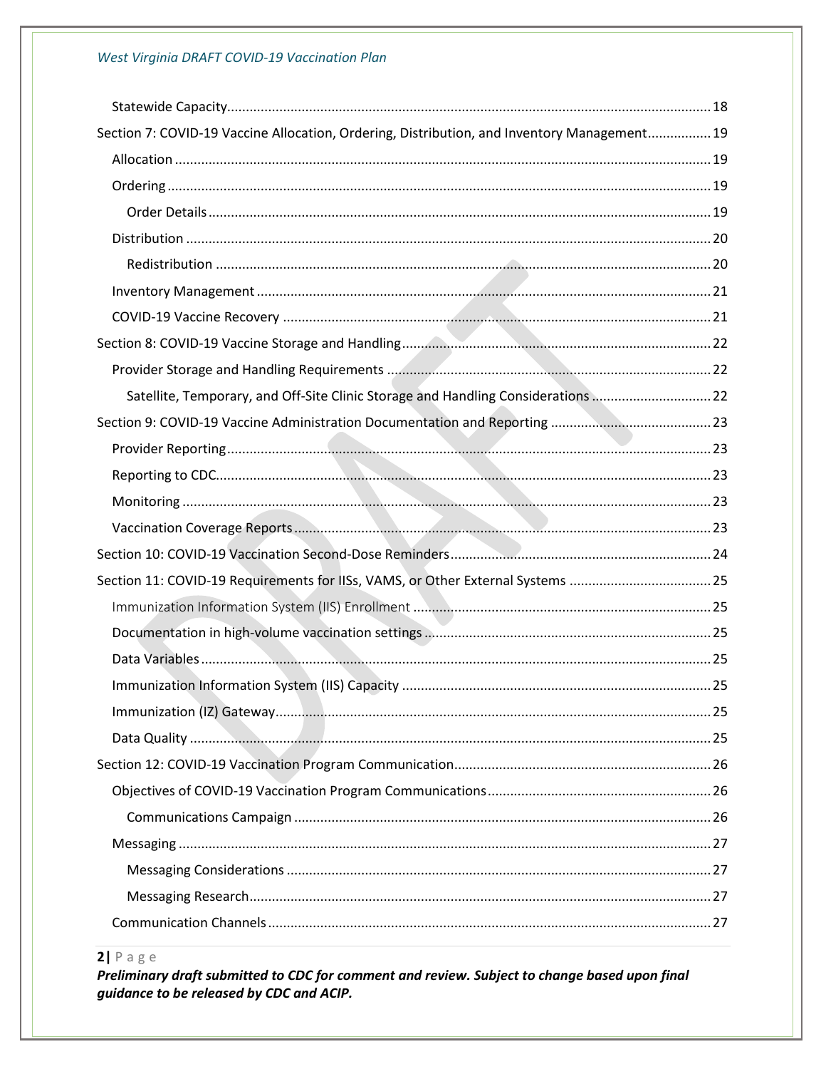- Statewide Capacity ........ 18
- Section 7: COVID-19 Vaccine Allocation, Ordering, Distribution, and Inventory Management ........ 19
  - Allocation ........ 19
  - Ordering ........ 19
    - Order Details ........ 19
  - Distribution ........ 20
    - Redistribution ........ 20
  - Inventory Management ........ 21
  - COVID-19 Vaccine Recovery ........ 21
- Section 8: COVID-19 Vaccine Storage and Handling ........ 22
  - Provider Storage and Handling Requirements ........ 22
    - Satellite, Temporary, and Off-Site Clinic Storage and Handling Considerations ........ 22
- Section 9: COVID-19 Vaccine Administration Documentation and Reporting ........ 23
  - Provider Reporting ........ 23
  - Reporting to CDC ........ 23
  - Monitoring ........ 23
  - Vaccination Coverage Reports ........ 23
- Section 10: COVID-19 Vaccination Second-Dose Reminders ........ 24
- Section 11: COVID-19 Requirements for IISs, VAMS, or Other External Systems ........ 25
  - Immunization Information System (IIS) Enrollment ........ 25
  - Documentation in high-volume vaccination settings ........ 25
  - Data Variables ........ 25
  - Immunization Information System (IIS) Capacity ........ 25
  - Immunization (IZ) Gateway ........ 25
  - Data Quality ........ 25
- Section 12: COVID-19 Vaccination Program Communication ........ 26
  - Objectives of COVID-19 Vaccination Program Communications ........ 26
    - Communications Campaign ........ 26
  - Messaging ........ 27
    - Messaging Considerations ........ 27
    - Messaging Research ........ 27
  - Communication Channels ........ 27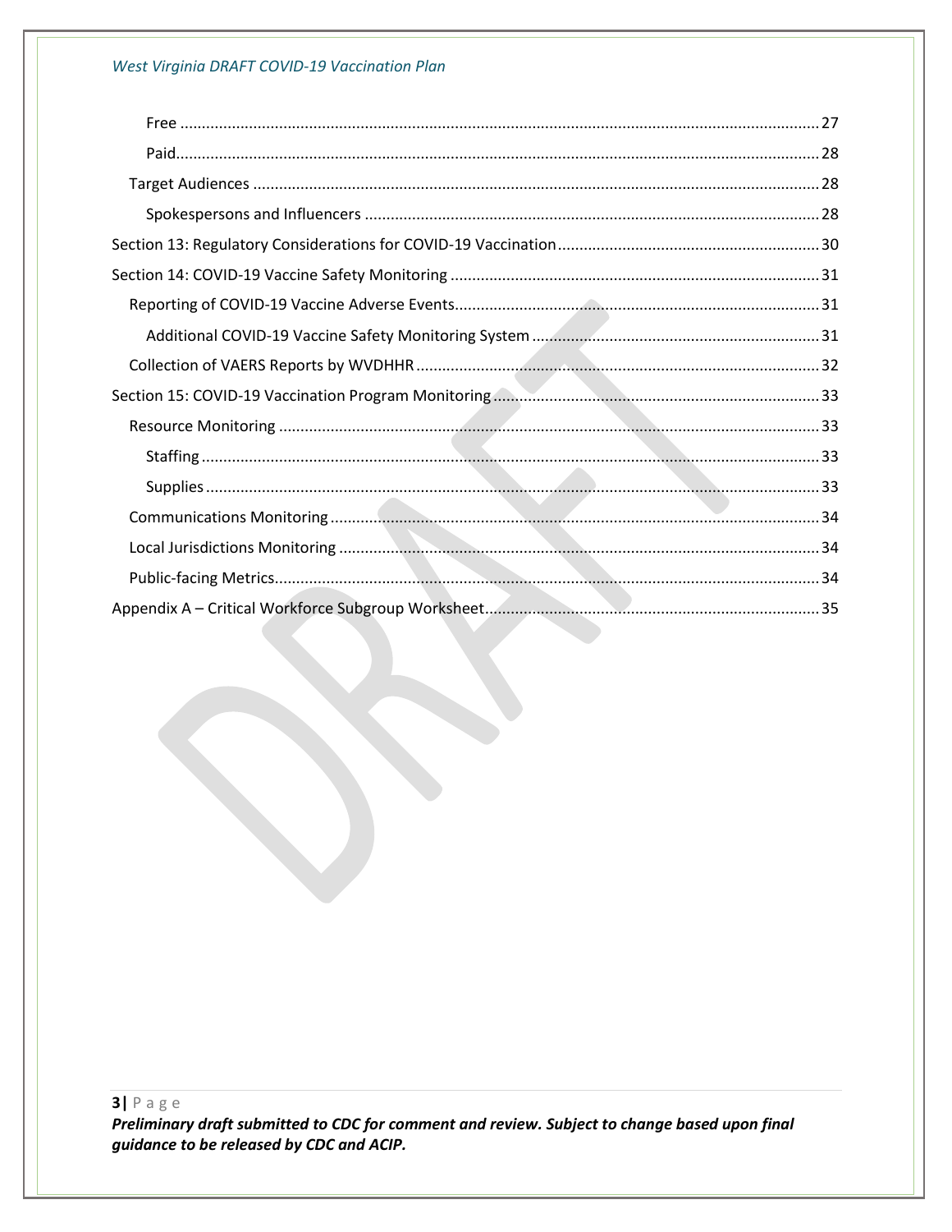Free ..... 27

Paid ..... 28

Target Audiences ..... 28

Spokespersons and Influencers ..... 28

Section 13: Regulatory Considerations for COVID-19 Vaccination ..... 30

Section 14: COVID-19 Vaccine Safety Monitoring ..... 31

Reporting of COVID-19 Vaccine Adverse Events ..... 31

Additional COVID-19 Vaccine Safety Monitoring System ..... 31

Collection of VAERS Reports by WVDHHR ..... 32

Section 15: COVID-19 Vaccination Program Monitoring ..... 33

Resource Monitoring ..... 33

Staffing ..... 33

Supplies ..... 33

Communications Monitoring ..... 34

Local Jurisdictions Monitoring ..... 34

Public-facing Metrics ..... 34

Appendix A – Critical Workforce Subgroup Worksheet ..... 35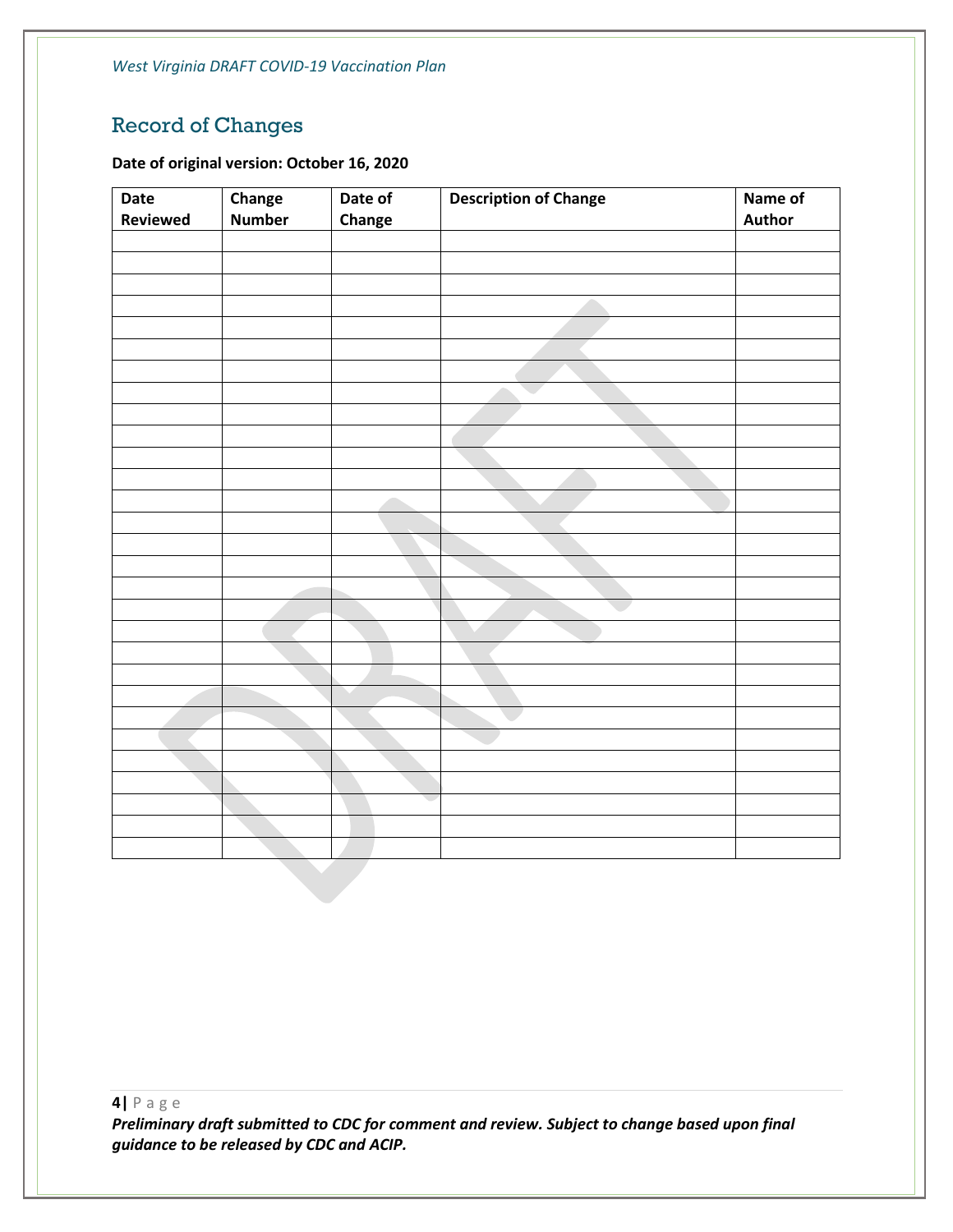## Record of Changes

**Date of original version: October 16, 2020**

| Date Reviewed | Change Number | Date of Change | Description of Change | Name of Author |
|---|---|---|---|---|
| | | | | |
| | | | | |
| | | | | |
| | | | | |
| | | | | |
| | | | | |
| | | | | |
| | | | | |
| | | | | |
| | | | | |
| | | | | |
| | | | | |
| | | | | |
| | | | | |
| | | | | |
| | | | | |
| | | | | |
| | | | | |
| | | | | |
| | | | | |
| | | | | |
| | | | | |
| | | | | |
| | | | | |
| | | | | |
| | | | | |
| | | | | |
| | | | | |
| | | | | |
| | | | | |
| | | | | |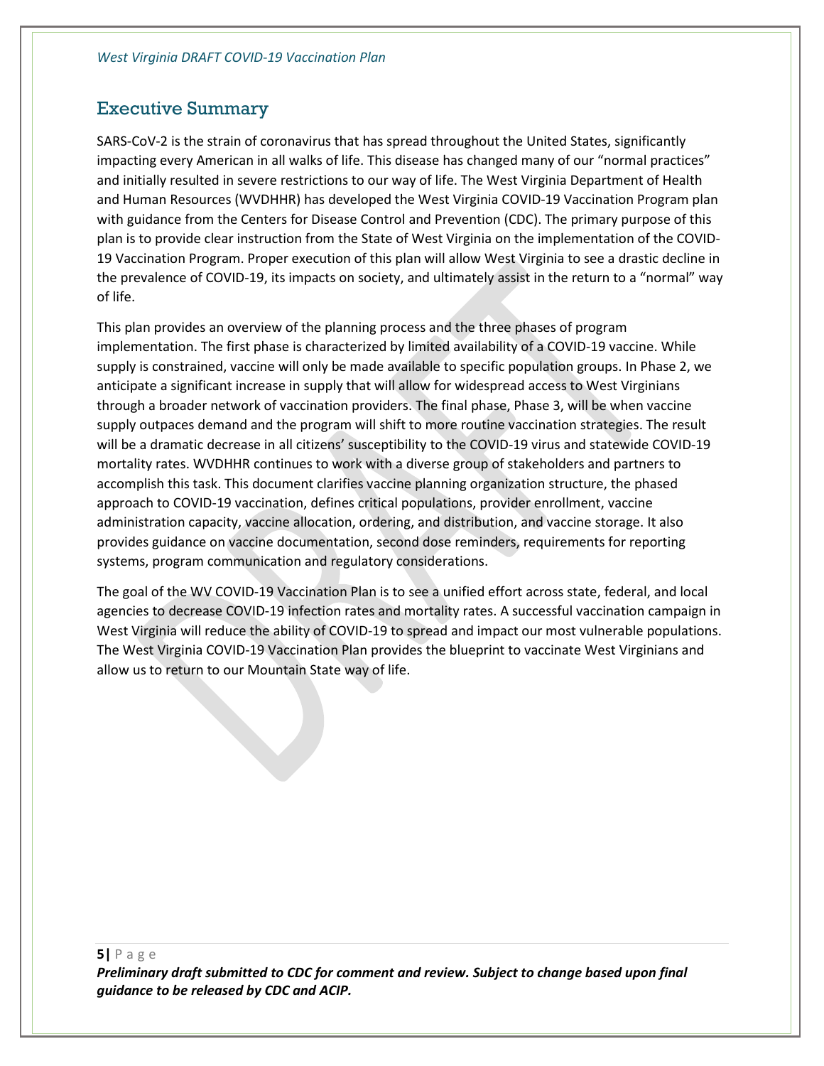## Executive Summary

SARS-CoV-2 is the strain of coronavirus that has spread throughout the United States, significantly impacting every American in all walks of life. This disease has changed many of our "normal practices" and initially resulted in severe restrictions to our way of life. The West Virginia Department of Health and Human Resources (WVDHHR) has developed the West Virginia COVID-19 Vaccination Program plan with guidance from the Centers for Disease Control and Prevention (CDC). The primary purpose of this plan is to provide clear instruction from the State of West Virginia on the implementation of the COVID-19 Vaccination Program. Proper execution of this plan will allow West Virginia to see a drastic decline in the prevalence of COVID-19, its impacts on society, and ultimately assist in the return to a "normal" way of life.

This plan provides an overview of the planning process and the three phases of program implementation. The first phase is characterized by limited availability of a COVID-19 vaccine. While supply is constrained, vaccine will only be made available to specific population groups. In Phase 2, we anticipate a significant increase in supply that will allow for widespread access to West Virginians through a broader network of vaccination providers. The final phase, Phase 3, will be when vaccine supply outpaces demand and the program will shift to more routine vaccination strategies. The result will be a dramatic decrease in all citizens' susceptibility to the COVID-19 virus and statewide COVID-19 mortality rates. WVDHHR continues to work with a diverse group of stakeholders and partners to accomplish this task. This document clarifies vaccine planning organization structure, the phased approach to COVID-19 vaccination, defines critical populations, provider enrollment, vaccine administration capacity, vaccine allocation, ordering, and distribution, and vaccine storage. It also provides guidance on vaccine documentation, second dose reminders, requirements for reporting systems, program communication and regulatory considerations.

The goal of the WV COVID-19 Vaccination Plan is to see a unified effort across state, federal, and local agencies to decrease COVID-19 infection rates and mortality rates. A successful vaccination campaign in West Virginia will reduce the ability of COVID-19 to spread and impact our most vulnerable populations. The West Virginia COVID-19 Vaccination Plan provides the blueprint to vaccinate West Virginians and allow us to return to our Mountain State way of life.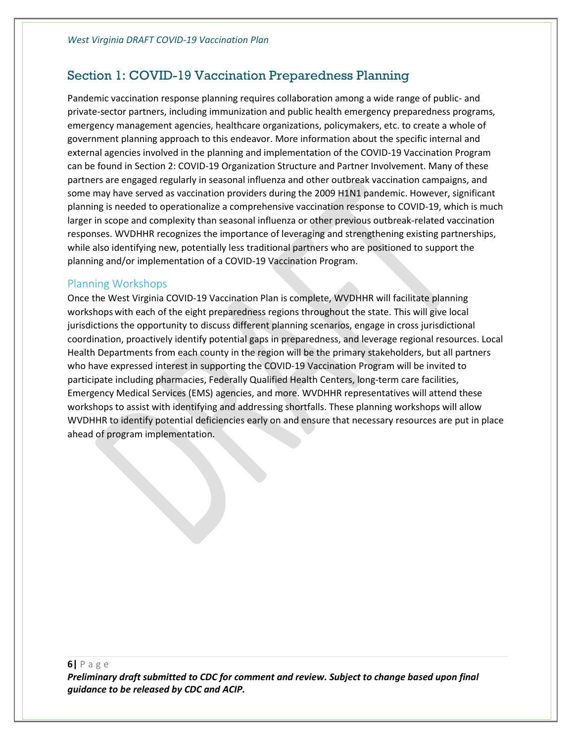## Section 1: COVID-19 Vaccination Preparedness Planning

Pandemic vaccination response planning requires collaboration among a wide range of public- and private-sector partners, including immunization and public health emergency preparedness programs, emergency management agencies, healthcare organizations, policymakers, etc. to create a whole of government planning approach to this endeavor. More information about the specific internal and external agencies involved in the planning and implementation of the COVID-19 Vaccination Program can be found in Section 2: COVID-19 Organization Structure and Partner Involvement. Many of these partners are engaged regularly in seasonal influenza and other outbreak vaccination campaigns, and some may have served as vaccination providers during the 2009 H1N1 pandemic. However, significant planning is needed to operationalize a comprehensive vaccination response to COVID-19, which is much larger in scope and complexity than seasonal influenza or other previous outbreak-related vaccination responses. WVDHHR recognizes the importance of leveraging and strengthening existing partnerships, while also identifying new, potentially less traditional partners who are positioned to support the planning and/or implementation of a COVID-19 Vaccination Program.

### Planning Workshops

Once the West Virginia COVID-19 Vaccination Plan is complete, WVDHHR will facilitate planning workshops with each of the eight preparedness regions throughout the state. This will give local jurisdictions the opportunity to discuss different planning scenarios, engage in cross jurisdictional coordination, proactively identify potential gaps in preparedness, and leverage regional resources. Local Health Departments from each county in the region will be the primary stakeholders, but all partners who have expressed interest in supporting the COVID-19 Vaccination Program will be invited to participate including pharmacies, Federally Qualified Health Centers, long-term care facilities, Emergency Medical Services (EMS) agencies, and more. WVDHHR representatives will attend these workshops to assist with identifying and addressing shortfalls. These planning workshops will allow WVDHHR to identify potential deficiencies early on and ensure that necessary resources are put in place ahead of program implementation.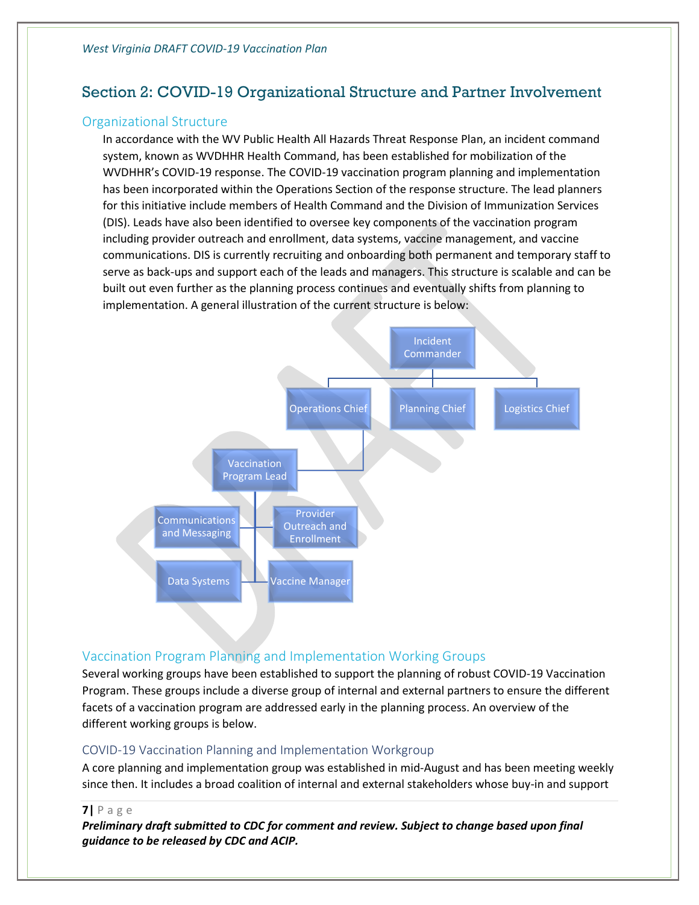## Section 2: COVID-19 Organizational Structure and Partner Involvement

### Organizational Structure

In accordance with the WV Public Health All Hazards Threat Response Plan, an incident command system, known as WVDHHR Health Command, has been established for mobilization of the WVDHHR's COVID-19 response. The COVID-19 vaccination program planning and implementation has been incorporated within the Operations Section of the response structure. The lead planners for this initiative include members of Health Command and the Division of Immunization Services (DIS). Leads have also been identified to oversee key components of the vaccination program including provider outreach and enrollment, data systems, vaccine management, and vaccine communications. DIS is currently recruiting and onboarding both permanent and temporary staff to serve as back-ups and support each of the leads and managers. This structure is scalable and can be built out even further as the planning process continues and eventually shifts from planning to implementation. A general illustration of the current structure is below:

- Incident Commander
  - Operations Chief
    - Vaccination Program Lead
      - Communications and Messaging
      - Provider Outreach and Enrollment
      - Data Systems
      - Vaccine Manager
  - Planning Chief
  - Logistics Chief

### Vaccination Program Planning and Implementation Working Groups

Several working groups have been established to support the planning of robust COVID-19 Vaccination Program. These groups include a diverse group of internal and external partners to ensure the different facets of a vaccination program are addressed early in the planning process. An overview of the different working groups is below.

#### COVID-19 Vaccination Planning and Implementation Workgroup

A core planning and implementation group was established in mid-August and has been meeting weekly since then. It includes a broad coalition of internal and external stakeholders whose buy-in and support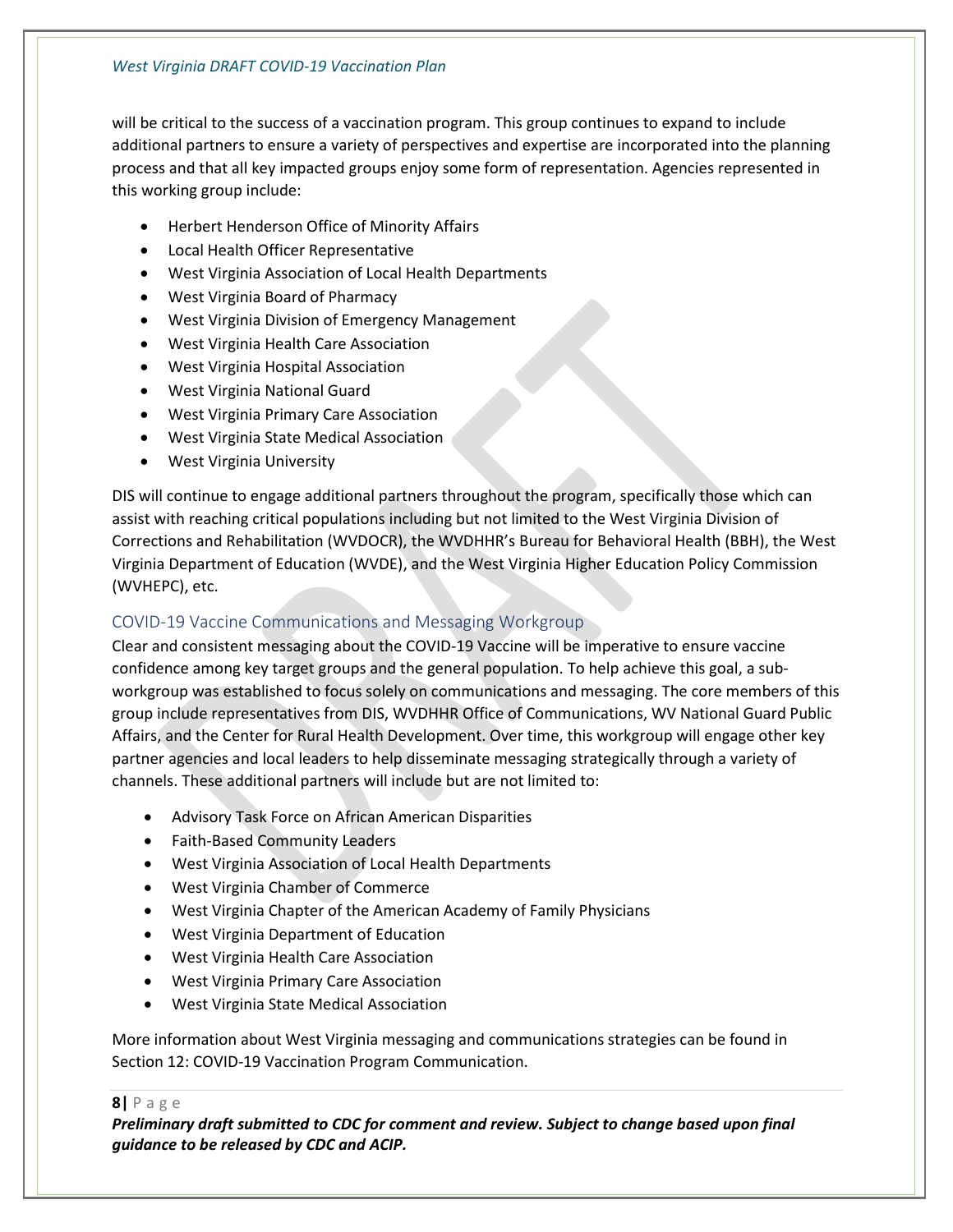will be critical to the success of a vaccination program. This group continues to expand to include additional partners to ensure a variety of perspectives and expertise are incorporated into the planning process and that all key impacted groups enjoy some form of representation. Agencies represented in this working group include:

- Herbert Henderson Office of Minority Affairs
- Local Health Officer Representative
- West Virginia Association of Local Health Departments
- West Virginia Board of Pharmacy
- West Virginia Division of Emergency Management
- West Virginia Health Care Association
- West Virginia Hospital Association
- West Virginia National Guard
- West Virginia Primary Care Association
- West Virginia State Medical Association
- West Virginia University

DIS will continue to engage additional partners throughout the program, specifically those which can assist with reaching critical populations including but not limited to the West Virginia Division of Corrections and Rehabilitation (WVDOCR), the WVDHHR's Bureau for Behavioral Health (BBH), the West Virginia Department of Education (WVDE), and the West Virginia Higher Education Policy Commission (WVHEPC), etc.

### COVID-19 Vaccine Communications and Messaging Workgroup

Clear and consistent messaging about the COVID-19 Vaccine will be imperative to ensure vaccine confidence among key target groups and the general population. To help achieve this goal, a sub-workgroup was established to focus solely on communications and messaging. The core members of this group include representatives from DIS, WVDHHR Office of Communications, WV National Guard Public Affairs, and the Center for Rural Health Development. Over time, this workgroup will engage other key partner agencies and local leaders to help disseminate messaging strategically through a variety of channels. These additional partners will include but are not limited to:

- Advisory Task Force on African American Disparities
- Faith-Based Community Leaders
- West Virginia Association of Local Health Departments
- West Virginia Chamber of Commerce
- West Virginia Chapter of the American Academy of Family Physicians
- West Virginia Department of Education
- West Virginia Health Care Association
- West Virginia Primary Care Association
- West Virginia State Medical Association

More information about West Virginia messaging and communications strategies can be found in Section 12: COVID-19 Vaccination Program Communication.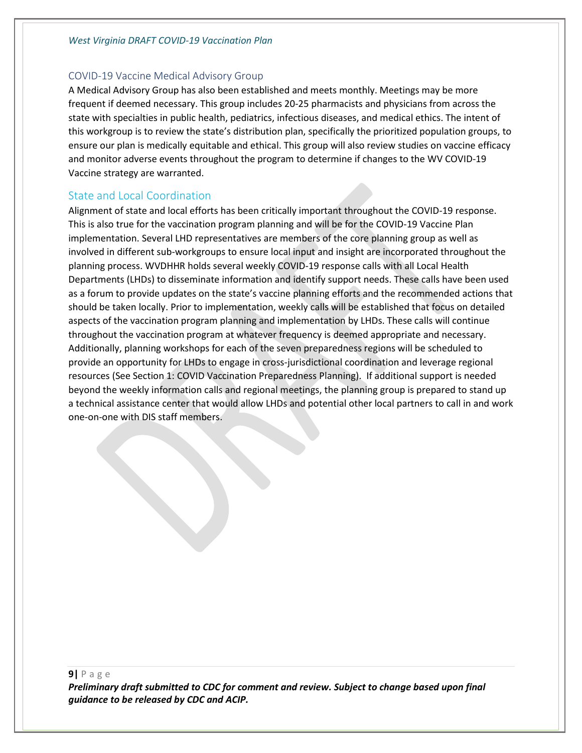## COVID-19 Vaccine Medical Advisory Group

A Medical Advisory Group has also been established and meets monthly. Meetings may be more frequent if deemed necessary. This group includes 20-25 pharmacists and physicians from across the state with specialties in public health, pediatrics, infectious diseases, and medical ethics. The intent of this workgroup is to review the state's distribution plan, specifically the prioritized population groups, to ensure our plan is medically equitable and ethical. This group will also review studies on vaccine efficacy and monitor adverse events throughout the program to determine if changes to the WV COVID-19 Vaccine strategy are warranted.

## State and Local Coordination

Alignment of state and local efforts has been critically important throughout the COVID-19 response. This is also true for the vaccination program planning and will be for the COVID-19 Vaccine Plan implementation. Several LHD representatives are members of the core planning group as well as involved in different sub-workgroups to ensure local input and insight are incorporated throughout the planning process. WVDHHR holds several weekly COVID-19 response calls with all Local Health Departments (LHDs) to disseminate information and identify support needs. These calls have been used as a forum to provide updates on the state's vaccine planning efforts and the recommended actions that should be taken locally. Prior to implementation, weekly calls will be established that focus on detailed aspects of the vaccination program planning and implementation by LHDs. These calls will continue throughout the vaccination program at whatever frequency is deemed appropriate and necessary. Additionally, planning workshops for each of the seven preparedness regions will be scheduled to provide an opportunity for LHDs to engage in cross-jurisdictional coordination and leverage regional resources (See Section 1: COVID Vaccination Preparedness Planning). If additional support is needed beyond the weekly information calls and regional meetings, the planning group is prepared to stand up a technical assistance center that would allow LHDs and potential other local partners to call in and work one-on-one with DIS staff members.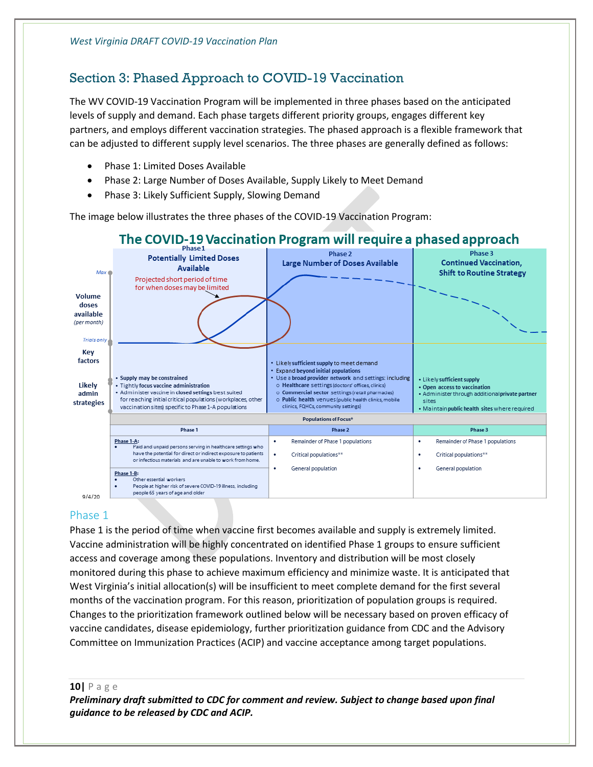## Section 3: Phased Approach to COVID-19 Vaccination

The WV COVID-19 Vaccination Program will be implemented in three phases based on the anticipated levels of supply and demand. Each phase targets different priority groups, engages different key partners, and employs different vaccination strategies. The phased approach is a flexible framework that can be adjusted to different supply level scenarios. The three phases are generally defined as follows:

- Phase 1: Limited Doses Available
- Phase 2: Large Number of Doses Available, Supply Likely to Meet Demand
- Phase 3: Likely Sufficient Supply, Slowing Demand

The image below illustrates the three phases of the COVID-19 Vaccination Program:

**The COVID-19 Vaccination Program will require a phased approach**

| | Phase 1: Potentially Limited Doses Available | Phase 2: Large Number of Doses Available | Phase 3: Continued Vaccination, Shift to Routine Strategy |
|---|---|---|---|
| Volume doses available (per month) | Projected short period of time for when doses may be limited | | |
| Key factors / Likely admin strategies | • Supply may be constrained<br>• Tightly focus vaccine administration<br>• Administer vaccine in closed settings best suited for reaching initial critical populations (workplaces, other vaccination sites) specific to Phase 1-A populations | • Likely sufficient supply to meet demand<br>• Expand beyond initial populations<br>• Use a broad provider network and settings: including<br>  o Healthcare settings (doctors' offices, clinics)<br>  o Commercial sector settings (retail pharmacies)<br>  o Public health venues (public health clinics, mobile clinics, FQHCs, community settings) | • Likely sufficient supply<br>• Open access to vaccination<br>• Administer through additional private partner sites<br>• Maintain public health sites where required |

**Populations of Focus***

| Phase 1 | Phase 2 | Phase 3 |
|---|---|---|
| **Phase 1-A:**<br>• Paid and unpaid persons serving in healthcare settings who have the potential for direct or indirect exposure to patients or infectious materials and are unable to work from home.<br>**Phase 1-B:**<br>• Other essential workers<br>• People at higher risk of severe COVID-19 illness, including people 65 years of age and older | • Remainder of Phase 1 populations<br>• Critical populations**<br>• General population | • Remainder of Phase 1 populations<br>• Critical populations**<br>• General population |

9/4/20

### Phase 1

Phase 1 is the period of time when vaccine first becomes available and supply is extremely limited. Vaccine administration will be highly concentrated on identified Phase 1 groups to ensure sufficient access and coverage among these populations. Inventory and distribution will be most closely monitored during this phase to achieve maximum efficiency and minimize waste. It is anticipated that West Virginia's initial allocation(s) will be insufficient to meet complete demand for the first several months of the vaccination program. For this reason, prioritization of population groups is required. Changes to the prioritization framework outlined below will be necessary based on proven efficacy of vaccine candidates, disease epidemiology, further prioritization guidance from CDC and the Advisory Committee on Immunization Practices (ACIP) and vaccine acceptance among target populations.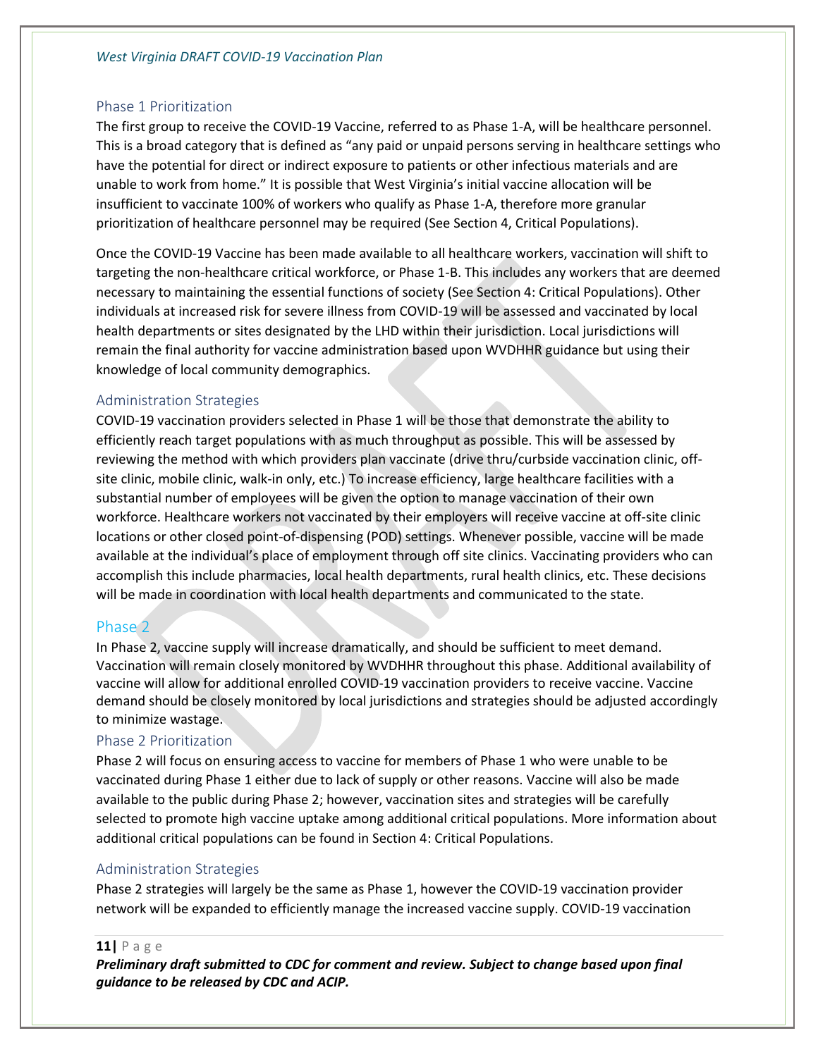## Phase 1 Prioritization

The first group to receive the COVID-19 Vaccine, referred to as Phase 1-A, will be healthcare personnel. This is a broad category that is defined as "any paid or unpaid persons serving in healthcare settings who have the potential for direct or indirect exposure to patients or other infectious materials and are unable to work from home." It is possible that West Virginia's initial vaccine allocation will be insufficient to vaccinate 100% of workers who qualify as Phase 1-A, therefore more granular prioritization of healthcare personnel may be required (See Section 4, Critical Populations).

Once the COVID-19 Vaccine has been made available to all healthcare workers, vaccination will shift to targeting the non-healthcare critical workforce, or Phase 1-B. This includes any workers that are deemed necessary to maintaining the essential functions of society (See Section 4: Critical Populations). Other individuals at increased risk for severe illness from COVID-19 will be assessed and vaccinated by local health departments or sites designated by the LHD within their jurisdiction. Local jurisdictions will remain the final authority for vaccine administration based upon WVDHHR guidance but using their knowledge of local community demographics.

## Administration Strategies

COVID-19 vaccination providers selected in Phase 1 will be those that demonstrate the ability to efficiently reach target populations with as much throughput as possible. This will be assessed by reviewing the method with which providers plan vaccinate (drive thru/curbside vaccination clinic, off-site clinic, mobile clinic, walk-in only, etc.) To increase efficiency, large healthcare facilities with a substantial number of employees will be given the option to manage vaccination of their own workforce. Healthcare workers not vaccinated by their employers will receive vaccine at off-site clinic locations or other closed point-of-dispensing (POD) settings. Whenever possible, vaccine will be made available at the individual's place of employment through off site clinics. Vaccinating providers who can accomplish this include pharmacies, local health departments, rural health clinics, etc. These decisions will be made in coordination with local health departments and communicated to the state.

# Phase 2

In Phase 2, vaccine supply will increase dramatically, and should be sufficient to meet demand. Vaccination will remain closely monitored by WVDHHR throughout this phase. Additional availability of vaccine will allow for additional enrolled COVID-19 vaccination providers to receive vaccine. Vaccine demand should be closely monitored by local jurisdictions and strategies should be adjusted accordingly to minimize wastage.

## Phase 2 Prioritization

Phase 2 will focus on ensuring access to vaccine for members of Phase 1 who were unable to be vaccinated during Phase 1 either due to lack of supply or other reasons. Vaccine will also be made available to the public during Phase 2; however, vaccination sites and strategies will be carefully selected to promote high vaccine uptake among additional critical populations. More information about additional critical populations can be found in Section 4: Critical Populations.

## Administration Strategies

Phase 2 strategies will largely be the same as Phase 1, however the COVID-19 vaccination provider network will be expanded to efficiently manage the increased vaccine supply. COVID-19 vaccination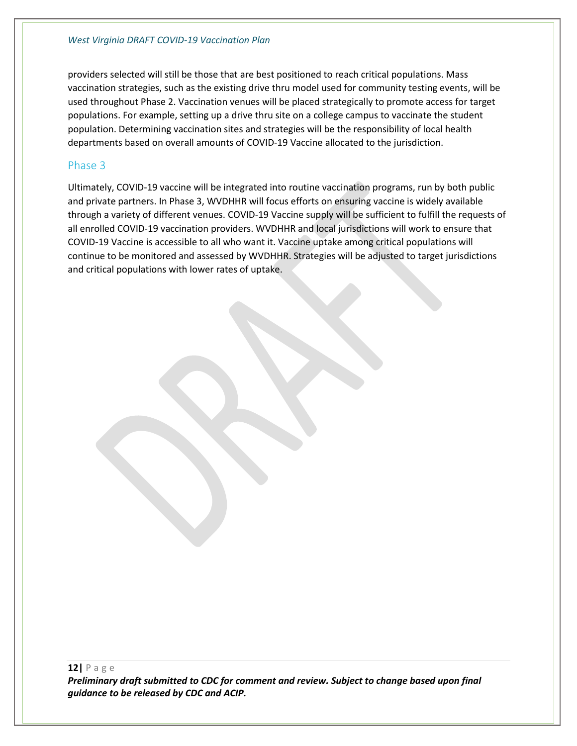providers selected will still be those that are best positioned to reach critical populations. Mass vaccination strategies, such as the existing drive thru model used for community testing events, will be used throughout Phase 2. Vaccination venues will be placed strategically to promote access for target populations. For example, setting up a drive thru site on a college campus to vaccinate the student population. Determining vaccination sites and strategies will be the responsibility of local health departments based on overall amounts of COVID-19 Vaccine allocated to the jurisdiction.

## Phase 3

Ultimately, COVID-19 vaccine will be integrated into routine vaccination programs, run by both public and private partners. In Phase 3, WVDHHR will focus efforts on ensuring vaccine is widely available through a variety of different venues. COVID-19 Vaccine supply will be sufficient to fulfill the requests of all enrolled COVID-19 vaccination providers. WVDHHR and local jurisdictions will work to ensure that COVID-19 Vaccine is accessible to all who want it. Vaccine uptake among critical populations will continue to be monitored and assessed by WVDHHR. Strategies will be adjusted to target jurisdictions and critical populations with lower rates of uptake.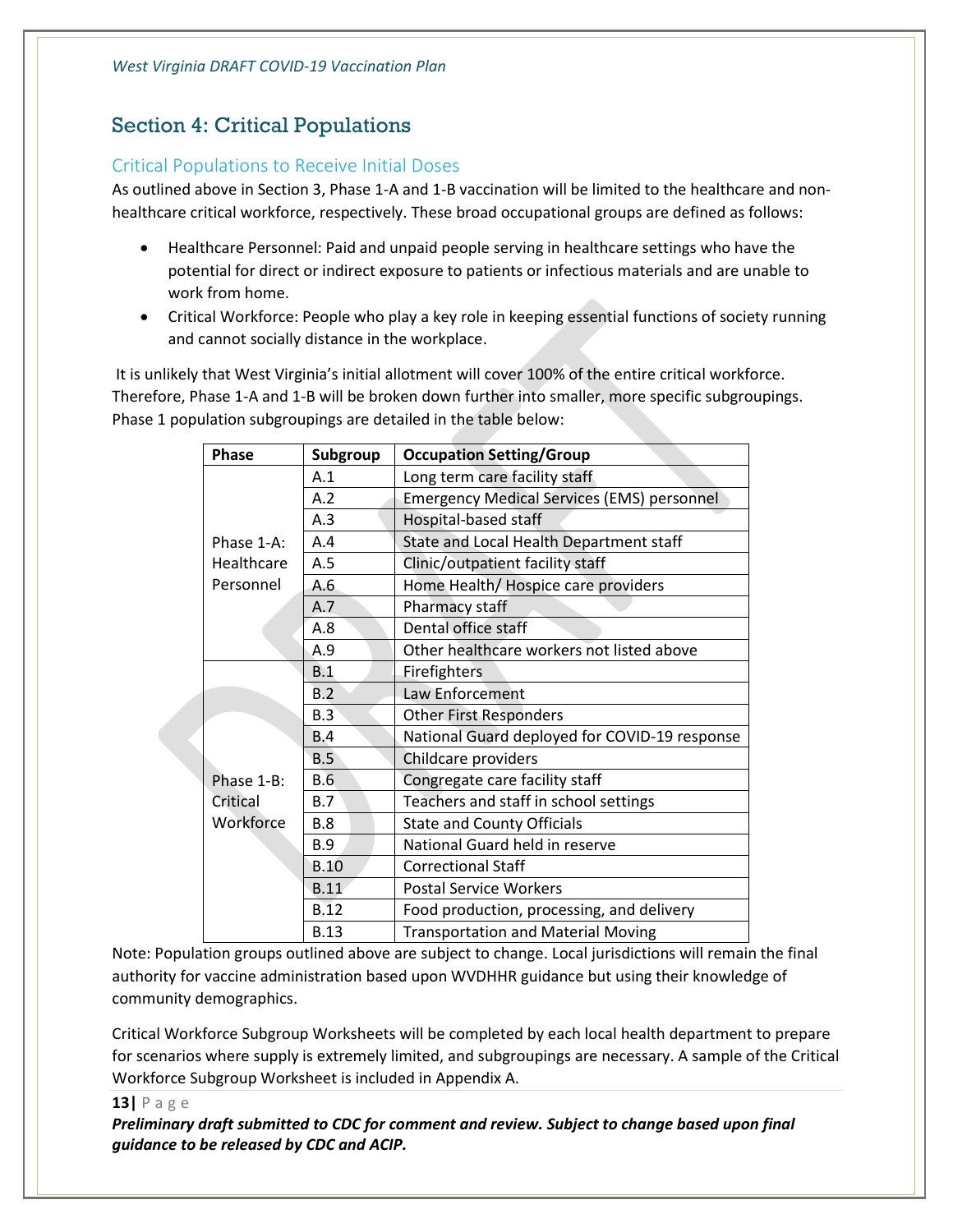## Section 4: Critical Populations

### Critical Populations to Receive Initial Doses

As outlined above in Section 3, Phase 1-A and 1-B vaccination will be limited to the healthcare and non-healthcare critical workforce, respectively. These broad occupational groups are defined as follows:

- Healthcare Personnel: Paid and unpaid people serving in healthcare settings who have the potential for direct or indirect exposure to patients or infectious materials and are unable to work from home.
- Critical Workforce: People who play a key role in keeping essential functions of society running and cannot socially distance in the workplace.

It is unlikely that West Virginia's initial allotment will cover 100% of the entire critical workforce. Therefore, Phase 1-A and 1-B will be broken down further into smaller, more specific subgroupings. Phase 1 population subgroupings are detailed in the table below:

| Phase | Subgroup | Occupation Setting/Group |
|---|---|---|
| Phase 1-A: Healthcare Personnel | A.1 | Long term care facility staff |
| | A.2 | Emergency Medical Services (EMS) personnel |
| | A.3 | Hospital-based staff |
| | A.4 | State and Local Health Department staff |
| | A.5 | Clinic/outpatient facility staff |
| | A.6 | Home Health/ Hospice care providers |
| | A.7 | Pharmacy staff |
| | A.8 | Dental office staff |
| | A.9 | Other healthcare workers not listed above |
| Phase 1-B: Critical Workforce | B.1 | Firefighters |
| | B.2 | Law Enforcement |
| | B.3 | Other First Responders |
| | B.4 | National Guard deployed for COVID-19 response |
| | B.5 | Childcare providers |
| | B.6 | Congregate care facility staff |
| | B.7 | Teachers and staff in school settings |
| | B.8 | State and County Officials |
| | B.9 | National Guard held in reserve |
| | B.10 | Correctional Staff |
| | B.11 | Postal Service Workers |
| | B.12 | Food production, processing, and delivery |
| | B.13 | Transportation and Material Moving |

Note: Population groups outlined above are subject to change. Local jurisdictions will remain the final authority for vaccine administration based upon WVDHHR guidance but using their knowledge of community demographics.

Critical Workforce Subgroup Worksheets will be completed by each local health department to prepare for scenarios where supply is extremely limited, and subgroupings are necessary. A sample of the Critical Workforce Subgroup Worksheet is included in Appendix A.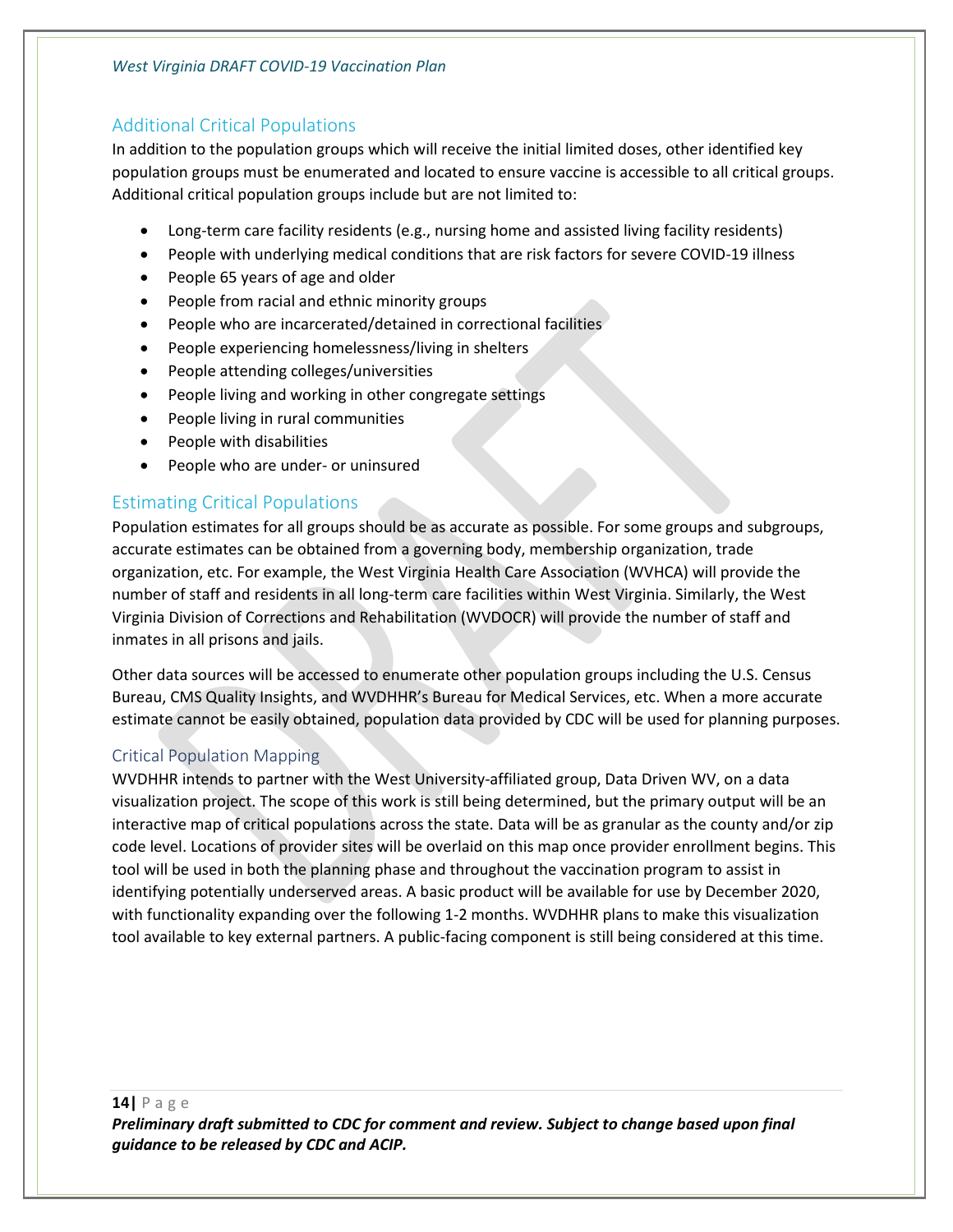## Additional Critical Populations

In addition to the population groups which will receive the initial limited doses, other identified key population groups must be enumerated and located to ensure vaccine is accessible to all critical groups. Additional critical population groups include but are not limited to:

- Long-term care facility residents (e.g., nursing home and assisted living facility residents)
- People with underlying medical conditions that are risk factors for severe COVID-19 illness
- People 65 years of age and older
- People from racial and ethnic minority groups
- People who are incarcerated/detained in correctional facilities
- People experiencing homelessness/living in shelters
- People attending colleges/universities
- People living and working in other congregate settings
- People living in rural communities
- People with disabilities
- People who are under- or uninsured

## Estimating Critical Populations

Population estimates for all groups should be as accurate as possible. For some groups and subgroups, accurate estimates can be obtained from a governing body, membership organization, trade organization, etc. For example, the West Virginia Health Care Association (WVHCA) will provide the number of staff and residents in all long-term care facilities within West Virginia. Similarly, the West Virginia Division of Corrections and Rehabilitation (WVDOCR) will provide the number of staff and inmates in all prisons and jails.

Other data sources will be accessed to enumerate other population groups including the U.S. Census Bureau, CMS Quality Insights, and WVDHHR's Bureau for Medical Services, etc. When a more accurate estimate cannot be easily obtained, population data provided by CDC will be used for planning purposes.

### Critical Population Mapping

WVDHHR intends to partner with the West University-affiliated group, Data Driven WV, on a data visualization project. The scope of this work is still being determined, but the primary output will be an interactive map of critical populations across the state. Data will be as granular as the county and/or zip code level. Locations of provider sites will be overlaid on this map once provider enrollment begins. This tool will be used in both the planning phase and throughout the vaccination program to assist in identifying potentially underserved areas. A basic product will be available for use by December 2020, with functionality expanding over the following 1-2 months. WVDHHR plans to make this visualization tool available to key external partners. A public-facing component is still being considered at this time.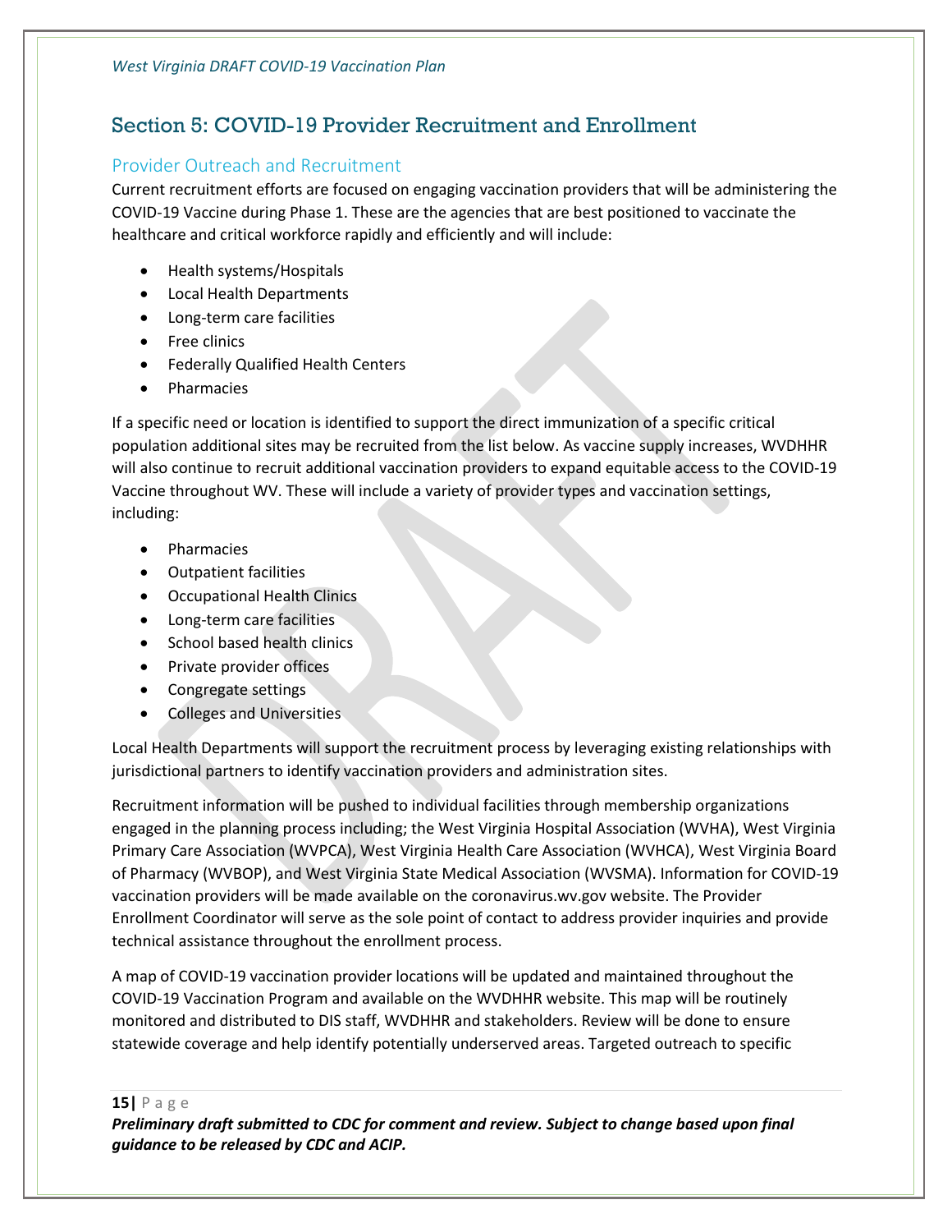## Section 5: COVID-19 Provider Recruitment and Enrollment

### Provider Outreach and Recruitment

Current recruitment efforts are focused on engaging vaccination providers that will be administering the COVID-19 Vaccine during Phase 1. These are the agencies that are best positioned to vaccinate the healthcare and critical workforce rapidly and efficiently and will include:

- Health systems/Hospitals
- Local Health Departments
- Long-term care facilities
- Free clinics
- Federally Qualified Health Centers
- Pharmacies

If a specific need or location is identified to support the direct immunization of a specific critical population additional sites may be recruited from the list below. As vaccine supply increases, WVDHHR will also continue to recruit additional vaccination providers to expand equitable access to the COVID-19 Vaccine throughout WV. These will include a variety of provider types and vaccination settings, including:

- Pharmacies
- Outpatient facilities
- Occupational Health Clinics
- Long-term care facilities
- School based health clinics
- Private provider offices
- Congregate settings
- Colleges and Universities

Local Health Departments will support the recruitment process by leveraging existing relationships with jurisdictional partners to identify vaccination providers and administration sites.

Recruitment information will be pushed to individual facilities through membership organizations engaged in the planning process including; the West Virginia Hospital Association (WVHA), West Virginia Primary Care Association (WVPCA), West Virginia Health Care Association (WVHCA), West Virginia Board of Pharmacy (WVBOP), and West Virginia State Medical Association (WVSMA). Information for COVID-19 vaccination providers will be made available on the coronavirus.wv.gov website. The Provider Enrollment Coordinator will serve as the sole point of contact to address provider inquiries and provide technical assistance throughout the enrollment process.

A map of COVID-19 vaccination provider locations will be updated and maintained throughout the COVID-19 Vaccination Program and available on the WVDHHR website. This map will be routinely monitored and distributed to DIS staff, WVDHHR and stakeholders. Review will be done to ensure statewide coverage and help identify potentially underserved areas. Targeted outreach to specific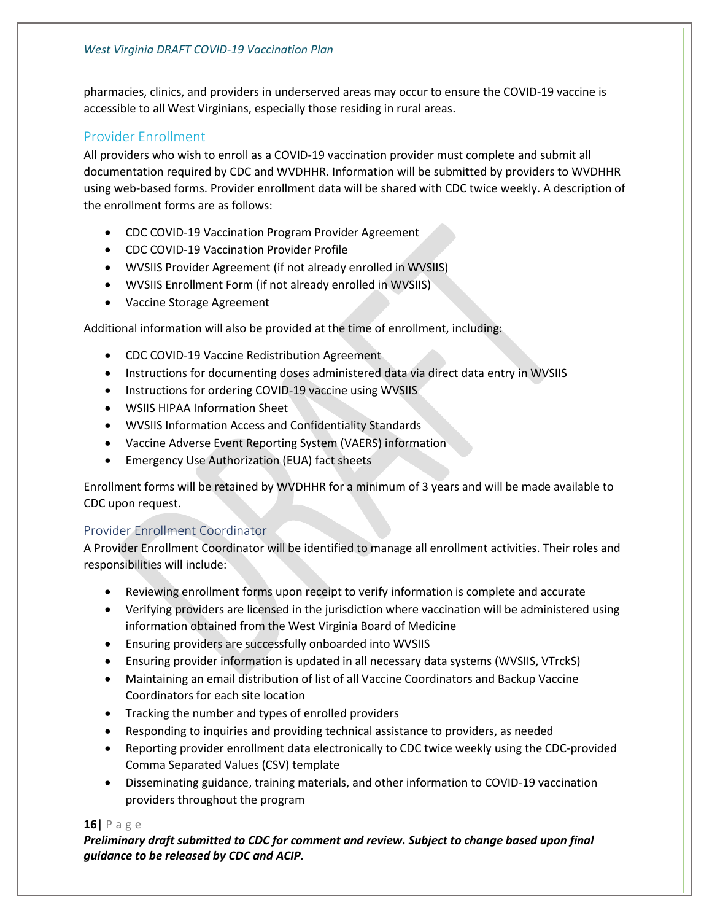pharmacies, clinics, and providers in underserved areas may occur to ensure the COVID-19 vaccine is accessible to all West Virginians, especially those residing in rural areas.

## Provider Enrollment

All providers who wish to enroll as a COVID-19 vaccination provider must complete and submit all documentation required by CDC and WVDHHR. Information will be submitted by providers to WVDHHR using web-based forms. Provider enrollment data will be shared with CDC twice weekly. A description of the enrollment forms are as follows:

- CDC COVID-19 Vaccination Program Provider Agreement
- CDC COVID-19 Vaccination Provider Profile
- WVSIIS Provider Agreement (if not already enrolled in WVSIIS)
- WVSIIS Enrollment Form (if not already enrolled in WVSIIS)
- Vaccine Storage Agreement

Additional information will also be provided at the time of enrollment, including:

- CDC COVID-19 Vaccine Redistribution Agreement
- Instructions for documenting doses administered data via direct data entry in WVSIIS
- Instructions for ordering COVID-19 vaccine using WVSIIS
- WSIIS HIPAA Information Sheet
- WVSIIS Information Access and Confidentiality Standards
- Vaccine Adverse Event Reporting System (VAERS) information
- Emergency Use Authorization (EUA) fact sheets

Enrollment forms will be retained by WVDHHR for a minimum of 3 years and will be made available to CDC upon request.

### Provider Enrollment Coordinator

A Provider Enrollment Coordinator will be identified to manage all enrollment activities. Their roles and responsibilities will include:

- Reviewing enrollment forms upon receipt to verify information is complete and accurate
- Verifying providers are licensed in the jurisdiction where vaccination will be administered using information obtained from the West Virginia Board of Medicine
- Ensuring providers are successfully onboarded into WVSIIS
- Ensuring provider information is updated in all necessary data systems (WVSIIS, VTrckS)
- Maintaining an email distribution of list of all Vaccine Coordinators and Backup Vaccine Coordinators for each site location
- Tracking the number and types of enrolled providers
- Responding to inquiries and providing technical assistance to providers, as needed
- Reporting provider enrollment data electronically to CDC twice weekly using the CDC-provided Comma Separated Values (CSV) template
- Disseminating guidance, training materials, and other information to COVID-19 vaccination providers throughout the program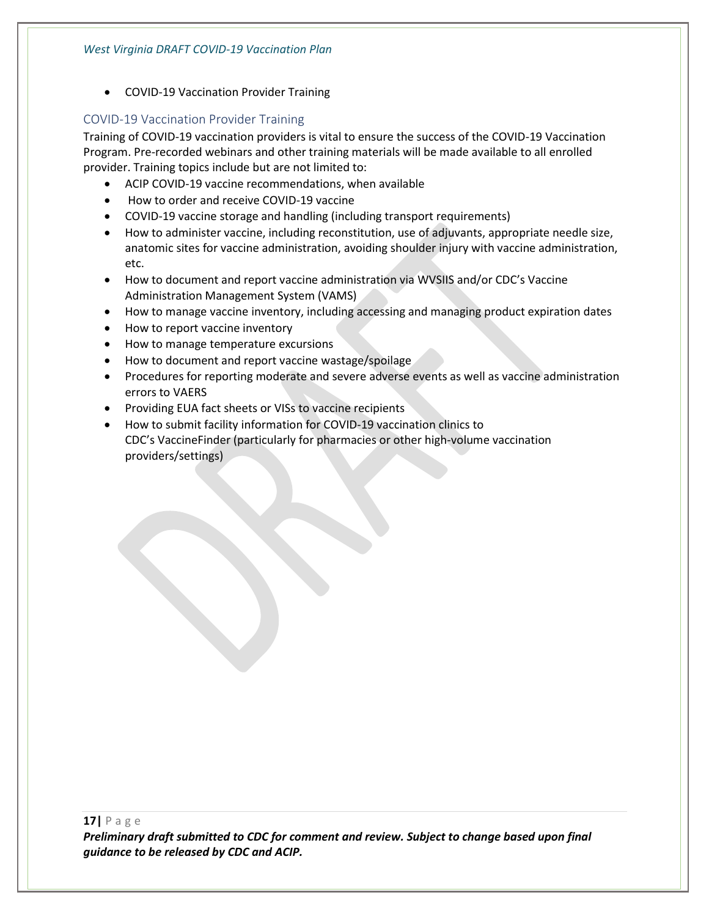- COVID-19 Vaccination Provider Training

## COVID-19 Vaccination Provider Training

Training of COVID-19 vaccination providers is vital to ensure the success of the COVID-19 Vaccination Program. Pre-recorded webinars and other training materials will be made available to all enrolled provider. Training topics include but are not limited to:

- ACIP COVID-19 vaccine recommendations, when available
- How to order and receive COVID-19 vaccine
- COVID-19 vaccine storage and handling (including transport requirements)
- How to administer vaccine, including reconstitution, use of adjuvants, appropriate needle size, anatomic sites for vaccine administration, avoiding shoulder injury with vaccine administration, etc.
- How to document and report vaccine administration via WVSIIS and/or CDC's Vaccine Administration Management System (VAMS)
- How to manage vaccine inventory, including accessing and managing product expiration dates
- How to report vaccine inventory
- How to manage temperature excursions
- How to document and report vaccine wastage/spoilage
- Procedures for reporting moderate and severe adverse events as well as vaccine administration errors to VAERS
- Providing EUA fact sheets or VISs to vaccine recipients
- How to submit facility information for COVID-19 vaccination clinics to CDC's VaccineFinder (particularly for pharmacies or other high-volume vaccination providers/settings)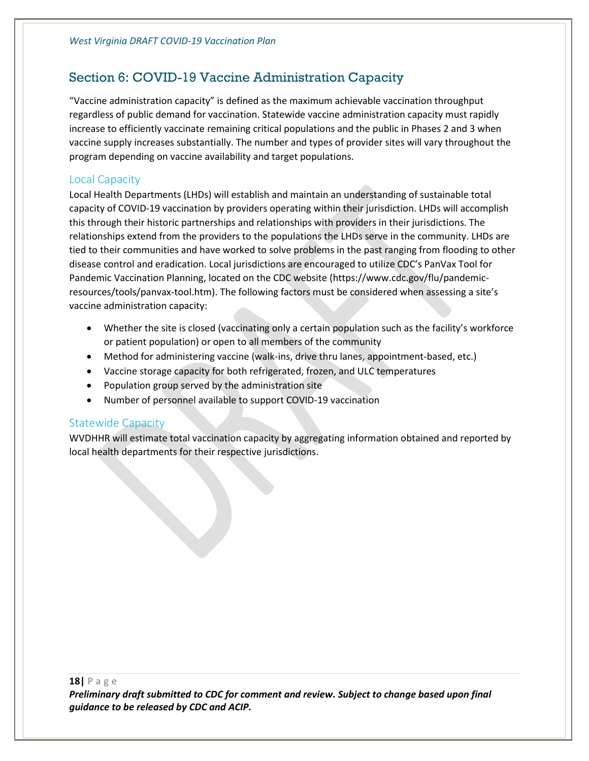## Section 6: COVID-19 Vaccine Administration Capacity

"Vaccine administration capacity" is defined as the maximum achievable vaccination throughput regardless of public demand for vaccination. Statewide vaccine administration capacity must rapidly increase to efficiently vaccinate remaining critical populations and the public in Phases 2 and 3 when vaccine supply increases substantially. The number and types of provider sites will vary throughout the program depending on vaccine availability and target populations.

### Local Capacity

Local Health Departments (LHDs) will establish and maintain an understanding of sustainable total capacity of COVID-19 vaccination by providers operating within their jurisdiction. LHDs will accomplish this through their historic partnerships and relationships with providers in their jurisdictions. The relationships extend from the providers to the populations the LHDs serve in the community. LHDs are tied to their communities and have worked to solve problems in the past ranging from flooding to other disease control and eradication. Local jurisdictions are encouraged to utilize CDC's PanVax Tool for Pandemic Vaccination Planning, located on the CDC website (https://www.cdc.gov/flu/pandemic-resources/tools/panvax-tool.htm). The following factors must be considered when assessing a site's vaccine administration capacity:

- Whether the site is closed (vaccinating only a certain population such as the facility's workforce or patient population) or open to all members of the community
- Method for administering vaccine (walk-ins, drive thru lanes, appointment-based, etc.)
- Vaccine storage capacity for both refrigerated, frozen, and ULC temperatures
- Population group served by the administration site
- Number of personnel available to support COVID-19 vaccination

### Statewide Capacity

WVDHHR will estimate total vaccination capacity by aggregating information obtained and reported by local health departments for their respective jurisdictions.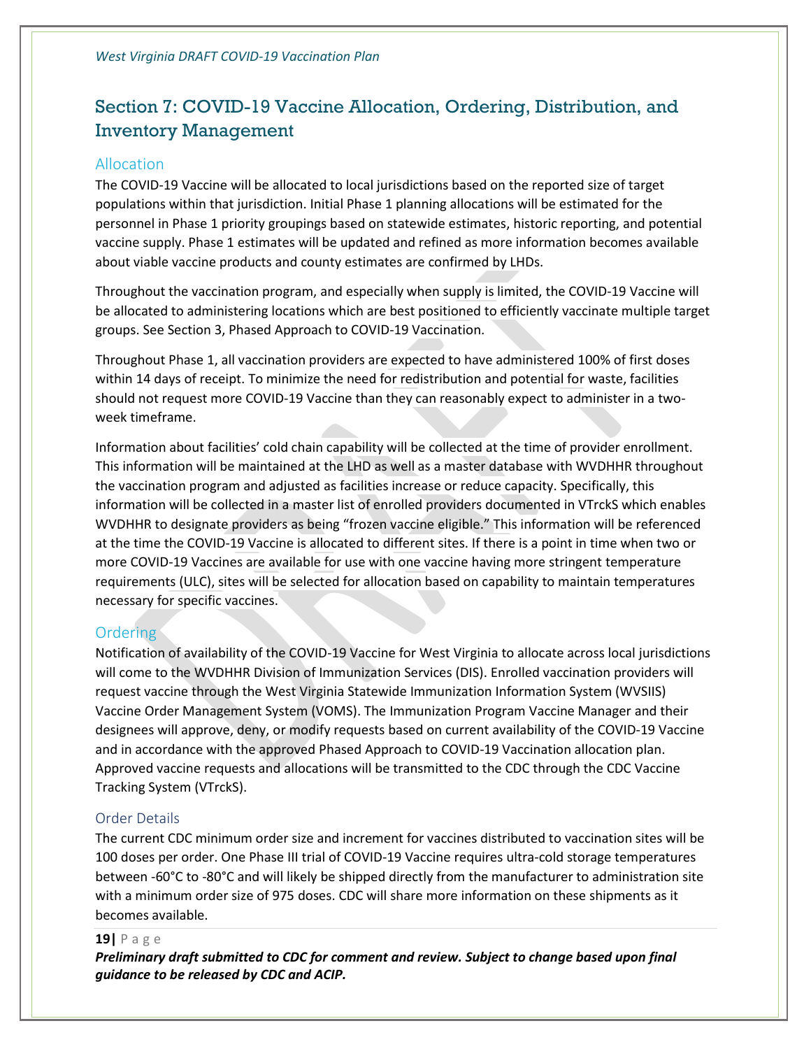# Section 7: COVID-19 Vaccine Allocation, Ordering, Distribution, and Inventory Management

## Allocation

The COVID-19 Vaccine will be allocated to local jurisdictions based on the reported size of target populations within that jurisdiction. Initial Phase 1 planning allocations will be estimated for the personnel in Phase 1 priority groupings based on statewide estimates, historic reporting, and potential vaccine supply. Phase 1 estimates will be updated and refined as more information becomes available about viable vaccine products and county estimates are confirmed by LHDs.

Throughout the vaccination program, and especially when supply is limited, the COVID-19 Vaccine will be allocated to administering locations which are best positioned to efficiently vaccinate multiple target groups. See Section 3, Phased Approach to COVID-19 Vaccination.

Throughout Phase 1, all vaccination providers are expected to have administered 100% of first doses within 14 days of receipt. To minimize the need for redistribution and potential for waste, facilities should not request more COVID-19 Vaccine than they can reasonably expect to administer in a two-week timeframe.

Information about facilities' cold chain capability will be collected at the time of provider enrollment. This information will be maintained at the LHD as well as a master database with WVDHHR throughout the vaccination program and adjusted as facilities increase or reduce capacity. Specifically, this information will be collected in a master list of enrolled providers documented in VTrckS which enables WVDHHR to designate providers as being "frozen vaccine eligible." This information will be referenced at the time the COVID-19 Vaccine is allocated to different sites. If there is a point in time when two or more COVID-19 Vaccines are available for use with one vaccine having more stringent temperature requirements (ULC), sites will be selected for allocation based on capability to maintain temperatures necessary for specific vaccines.

## Ordering

Notification of availability of the COVID-19 Vaccine for West Virginia to allocate across local jurisdictions will come to the WVDHHR Division of Immunization Services (DIS). Enrolled vaccination providers will request vaccine through the West Virginia Statewide Immunization Information System (WVSIIS) Vaccine Order Management System (VOMS). The Immunization Program Vaccine Manager and their designees will approve, deny, or modify requests based on current availability of the COVID-19 Vaccine and in accordance with the approved Phased Approach to COVID-19 Vaccination allocation plan. Approved vaccine requests and allocations will be transmitted to the CDC through the CDC Vaccine Tracking System (VTrckS).

### Order Details

The current CDC minimum order size and increment for vaccines distributed to vaccination sites will be 100 doses per order. One Phase III trial of COVID-19 Vaccine requires ultra-cold storage temperatures between -60°C to -80°C and will likely be shipped directly from the manufacturer to administration site with a minimum order size of 975 doses. CDC will share more information on these shipments as it becomes available.

***Preliminary draft submitted to CDC for comment and review. Subject to change based upon final guidance to be released by CDC and ACIP.***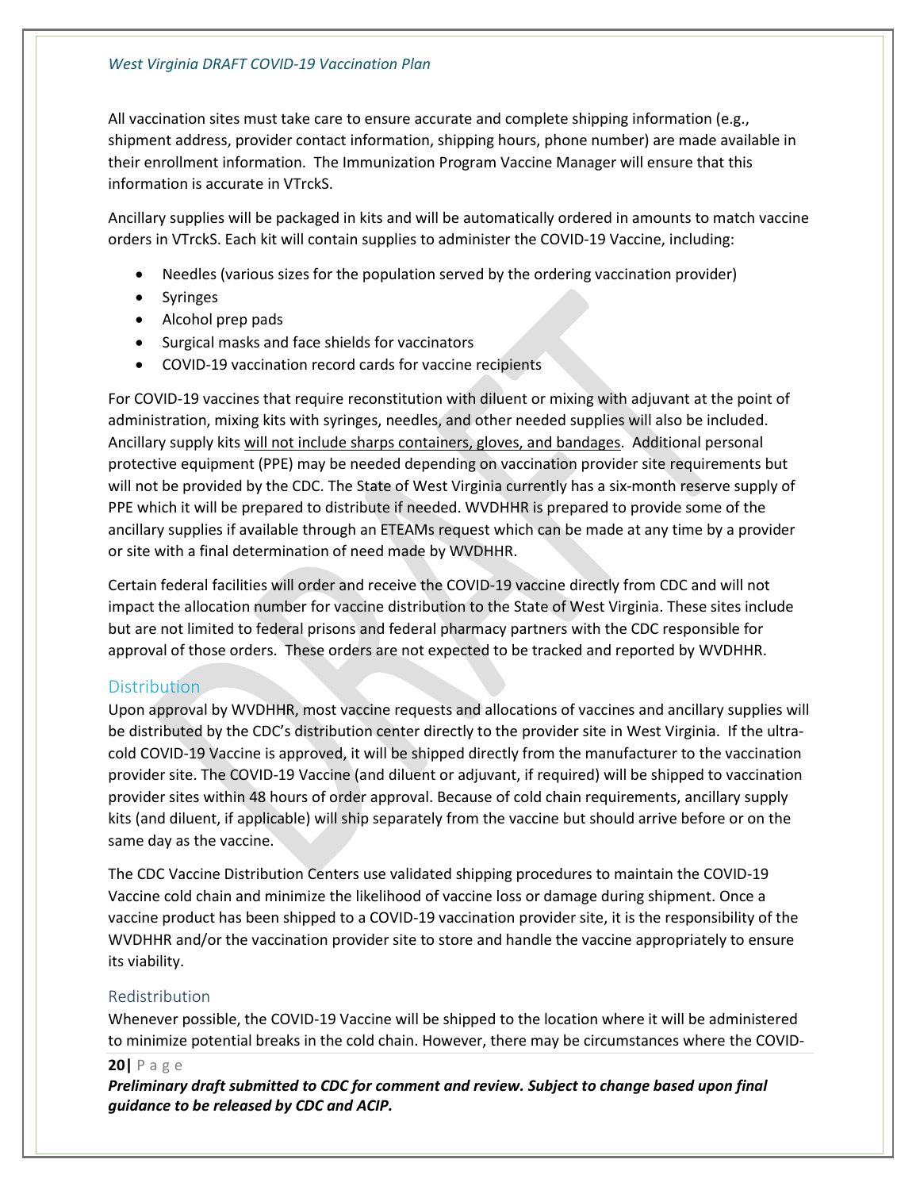All vaccination sites must take care to ensure accurate and complete shipping information (e.g., shipment address, provider contact information, shipping hours, phone number) are made available in their enrollment information. The Immunization Program Vaccine Manager will ensure that this information is accurate in VTrckS.

Ancillary supplies will be packaged in kits and will be automatically ordered in amounts to match vaccine orders in VTrckS. Each kit will contain supplies to administer the COVID-19 Vaccine, including:

- Needles (various sizes for the population served by the ordering vaccination provider)
- Syringes
- Alcohol prep pads
- Surgical masks and face shields for vaccinators
- COVID-19 vaccination record cards for vaccine recipients

For COVID-19 vaccines that require reconstitution with diluent or mixing with adjuvant at the point of administration, mixing kits with syringes, needles, and other needed supplies will also be included. Ancillary supply kits will not include sharps containers, gloves, and bandages. Additional personal protective equipment (PPE) may be needed depending on vaccination provider site requirements but will not be provided by the CDC. The State of West Virginia currently has a six-month reserve supply of PPE which it will be prepared to distribute if needed. WVDHHR is prepared to provide some of the ancillary supplies if available through an ETEAMs request which can be made at any time by a provider or site with a final determination of need made by WVDHHR.

Certain federal facilities will order and receive the COVID-19 vaccine directly from CDC and will not impact the allocation number for vaccine distribution to the State of West Virginia. These sites include but are not limited to federal prisons and federal pharmacy partners with the CDC responsible for approval of those orders. These orders are not expected to be tracked and reported by WVDHHR.

## Distribution

Upon approval by WVDHHR, most vaccine requests and allocations of vaccines and ancillary supplies will be distributed by the CDC's distribution center directly to the provider site in West Virginia. If the ultra-cold COVID-19 Vaccine is approved, it will be shipped directly from the manufacturer to the vaccination provider site. The COVID-19 Vaccine (and diluent or adjuvant, if required) will be shipped to vaccination provider sites within 48 hours of order approval. Because of cold chain requirements, ancillary supply kits (and diluent, if applicable) will ship separately from the vaccine but should arrive before or on the same day as the vaccine.

The CDC Vaccine Distribution Centers use validated shipping procedures to maintain the COVID-19 Vaccine cold chain and minimize the likelihood of vaccine loss or damage during shipment. Once a vaccine product has been shipped to a COVID-19 vaccination provider site, it is the responsibility of the WVDHHR and/or the vaccination provider site to store and handle the vaccine appropriately to ensure its viability.

### Redistribution

Whenever possible, the COVID-19 Vaccine will be shipped to the location where it will be administered to minimize potential breaks in the cold chain. However, there may be circumstances where the COVID-

***Preliminary draft submitted to CDC for comment and review. Subject to change based upon final guidance to be released by CDC and ACIP.***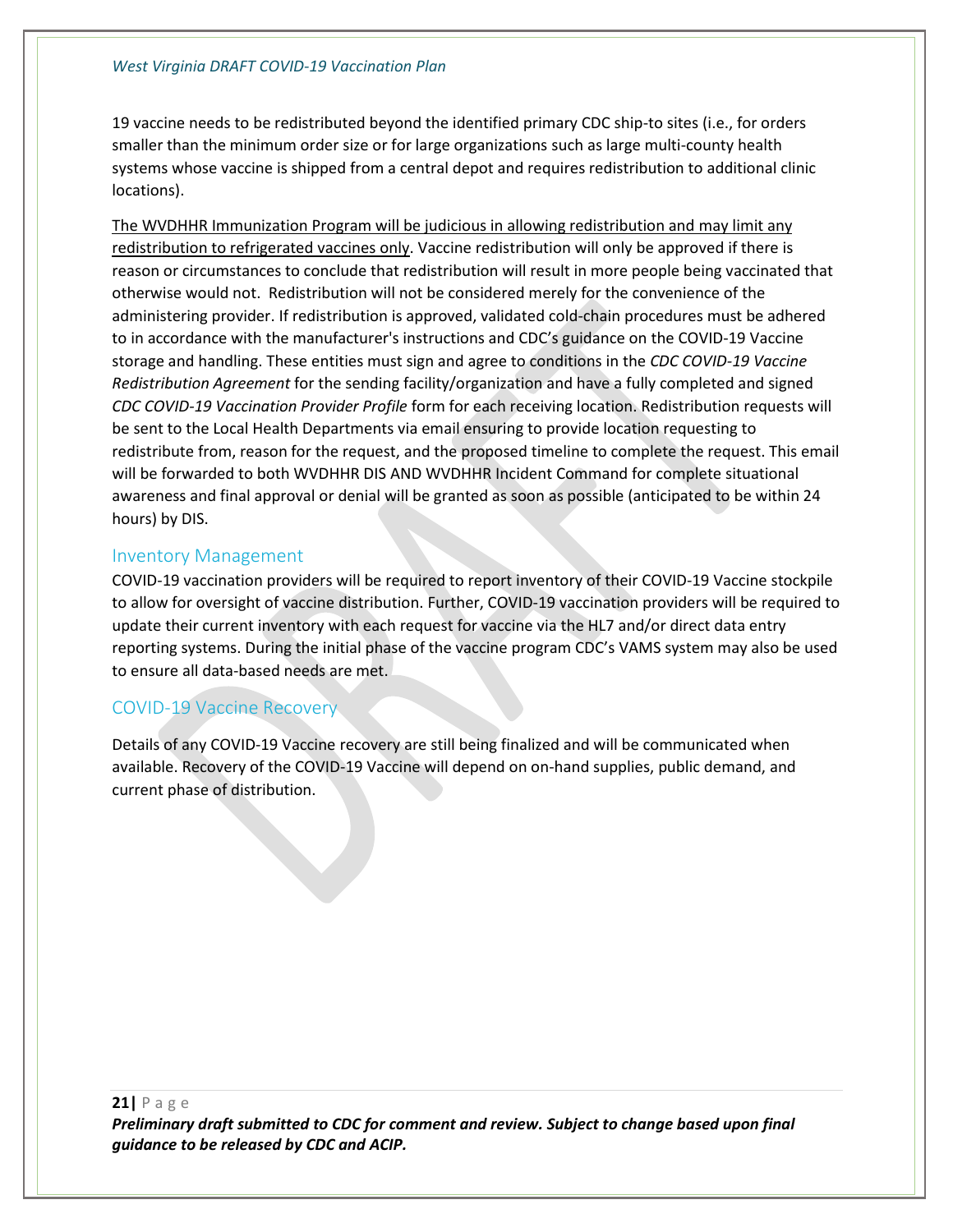19 vaccine needs to be redistributed beyond the identified primary CDC ship-to sites (i.e., for orders smaller than the minimum order size or for large organizations such as large multi-county health systems whose vaccine is shipped from a central depot and requires redistribution to additional clinic locations).

<u>The WVDHHR Immunization Program will be judicious in allowing redistribution and may limit any redistribution to refrigerated vaccines only</u>. Vaccine redistribution will only be approved if there is reason or circumstances to conclude that redistribution will result in more people being vaccinated that otherwise would not. Redistribution will not be considered merely for the convenience of the administering provider. If redistribution is approved, validated cold-chain procedures must be adhered to in accordance with the manufacturer's instructions and CDC's guidance on the COVID-19 Vaccine storage and handling. These entities must sign and agree to conditions in the *CDC COVID-19 Vaccine Redistribution Agreement* for the sending facility/organization and have a fully completed and signed *CDC COVID-19 Vaccination Provider Profile* form for each receiving location. Redistribution requests will be sent to the Local Health Departments via email ensuring to provide location requesting to redistribute from, reason for the request, and the proposed timeline to complete the request. This email will be forwarded to both WVDHHR DIS AND WVDHHR Incident Command for complete situational awareness and final approval or denial will be granted as soon as possible (anticipated to be within 24 hours) by DIS.

## Inventory Management

COVID-19 vaccination providers will be required to report inventory of their COVID-19 Vaccine stockpile to allow for oversight of vaccine distribution. Further, COVID-19 vaccination providers will be required to update their current inventory with each request for vaccine via the HL7 and/or direct data entry reporting systems. During the initial phase of the vaccine program CDC's VAMS system may also be used to ensure all data-based needs are met.

## COVID-19 Vaccine Recovery

Details of any COVID-19 Vaccine recovery are still being finalized and will be communicated when available. Recovery of the COVID-19 Vaccine will depend on on-hand supplies, public demand, and current phase of distribution.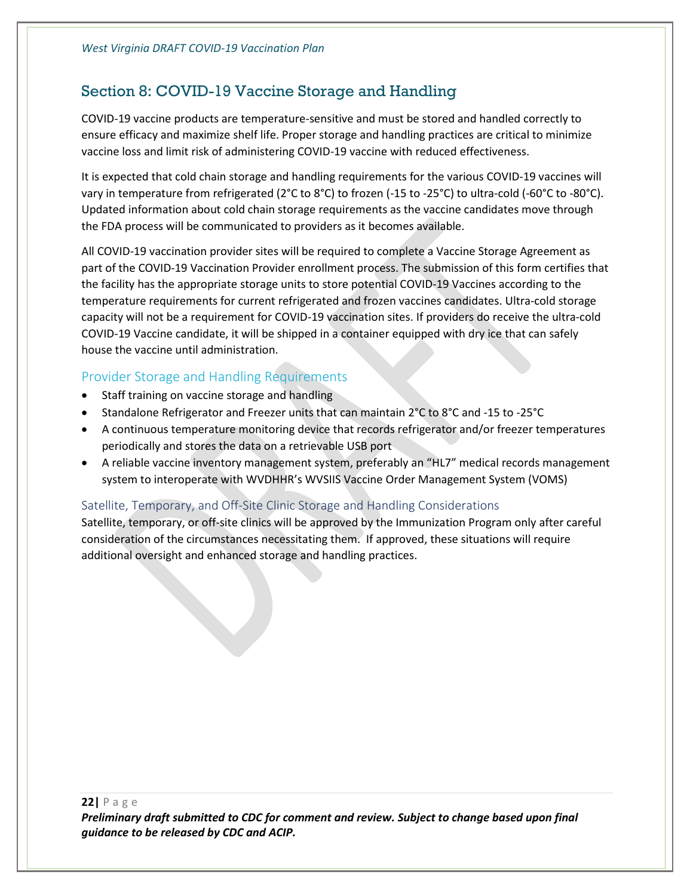## Section 8: COVID-19 Vaccine Storage and Handling

COVID-19 vaccine products are temperature-sensitive and must be stored and handled correctly to ensure efficacy and maximize shelf life. Proper storage and handling practices are critical to minimize vaccine loss and limit risk of administering COVID-19 vaccine with reduced effectiveness.

It is expected that cold chain storage and handling requirements for the various COVID-19 vaccines will vary in temperature from refrigerated (2°C to 8°C) to frozen (-15 to -25°C) to ultra-cold (-60°C to -80°C). Updated information about cold chain storage requirements as the vaccine candidates move through the FDA process will be communicated to providers as it becomes available.

All COVID-19 vaccination provider sites will be required to complete a Vaccine Storage Agreement as part of the COVID-19 Vaccination Provider enrollment process. The submission of this form certifies that the facility has the appropriate storage units to store potential COVID-19 Vaccines according to the temperature requirements for current refrigerated and frozen vaccines candidates. Ultra-cold storage capacity will not be a requirement for COVID-19 vaccination sites. If providers do receive the ultra-cold COVID-19 Vaccine candidate, it will be shipped in a container equipped with dry ice that can safely house the vaccine until administration.

### Provider Storage and Handling Requirements

- Staff training on vaccine storage and handling
- Standalone Refrigerator and Freezer units that can maintain 2°C to 8°C and -15 to -25°C
- A continuous temperature monitoring device that records refrigerator and/or freezer temperatures periodically and stores the data on a retrievable USB port
- A reliable vaccine inventory management system, preferably an "HL7" medical records management system to interoperate with WVDHHR's WVSIIS Vaccine Order Management System (VOMS)

#### Satellite, Temporary, and Off-Site Clinic Storage and Handling Considerations

Satellite, temporary, or off-site clinics will be approved by the Immunization Program only after careful consideration of the circumstances necessitating them. If approved, these situations will require additional oversight and enhanced storage and handling practices.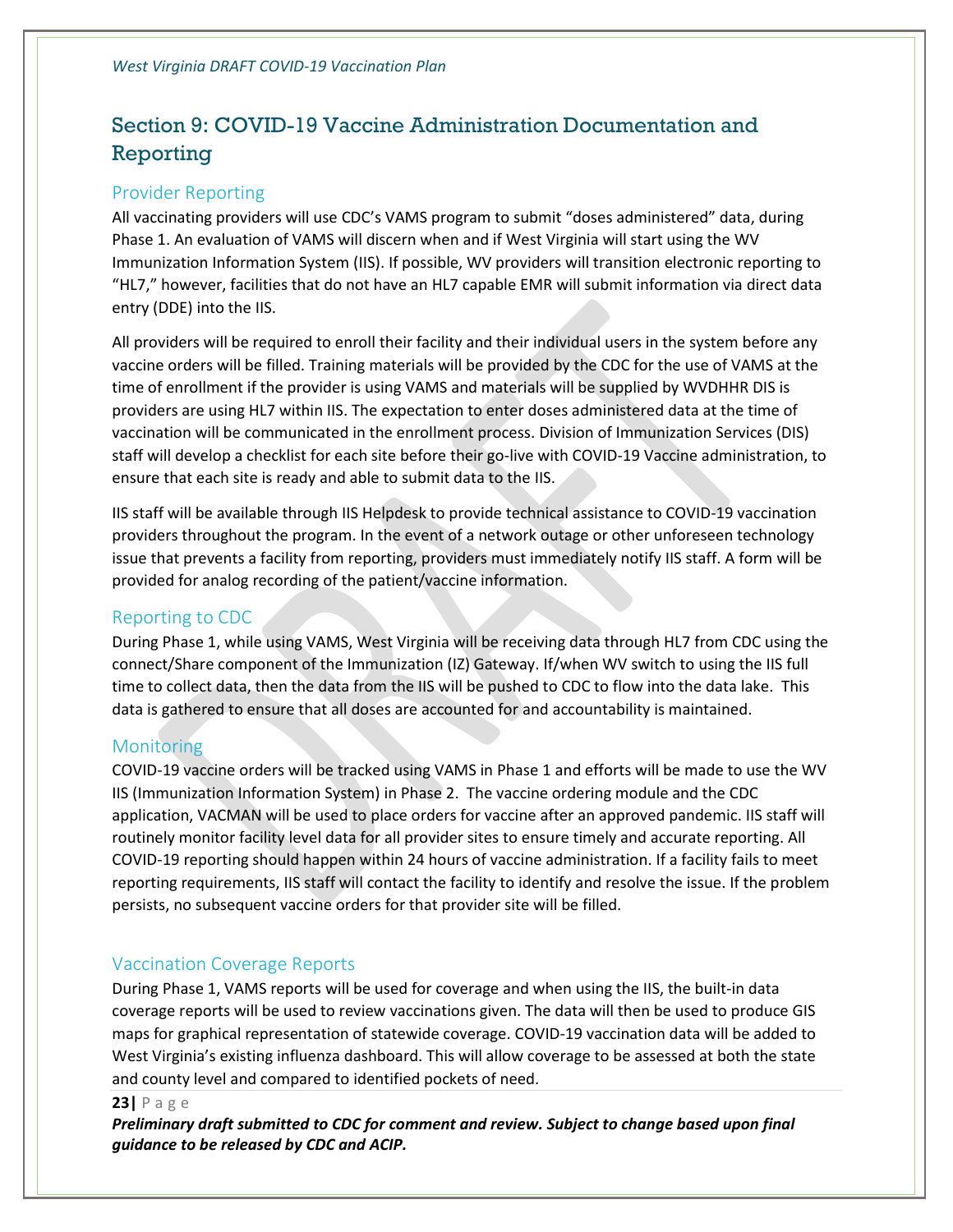# Section 9: COVID-19 Vaccine Administration Documentation and Reporting

## Provider Reporting

All vaccinating providers will use CDC's VAMS program to submit "doses administered" data, during Phase 1. An evaluation of VAMS will discern when and if West Virginia will start using the WV Immunization Information System (IIS). If possible, WV providers will transition electronic reporting to "HL7," however, facilities that do not have an HL7 capable EMR will submit information via direct data entry (DDE) into the IIS.

All providers will be required to enroll their facility and their individual users in the system before any vaccine orders will be filled. Training materials will be provided by the CDC for the use of VAMS at the time of enrollment if the provider is using VAMS and materials will be supplied by WVDHHR DIS is providers are using HL7 within IIS. The expectation to enter doses administered data at the time of vaccination will be communicated in the enrollment process. Division of Immunization Services (DIS) staff will develop a checklist for each site before their go-live with COVID-19 Vaccine administration, to ensure that each site is ready and able to submit data to the IIS.

IIS staff will be available through IIS Helpdesk to provide technical assistance to COVID-19 vaccination providers throughout the program. In the event of a network outage or other unforeseen technology issue that prevents a facility from reporting, providers must immediately notify IIS staff. A form will be provided for analog recording of the patient/vaccine information.

## Reporting to CDC

During Phase 1, while using VAMS, West Virginia will be receiving data through HL7 from CDC using the connect/Share component of the Immunization (IZ) Gateway. If/when WV switch to using the IIS full time to collect data, then the data from the IIS will be pushed to CDC to flow into the data lake. This data is gathered to ensure that all doses are accounted for and accountability is maintained.

## Monitoring

COVID-19 vaccine orders will be tracked using VAMS in Phase 1 and efforts will be made to use the WV IIS (Immunization Information System) in Phase 2. The vaccine ordering module and the CDC application, VACMAN will be used to place orders for vaccine after an approved pandemic. IIS staff will routinely monitor facility level data for all provider sites to ensure timely and accurate reporting. All COVID-19 reporting should happen within 24 hours of vaccine administration. If a facility fails to meet reporting requirements, IIS staff will contact the facility to identify and resolve the issue. If the problem persists, no subsequent vaccine orders for that provider site will be filled.

## Vaccination Coverage Reports

During Phase 1, VAMS reports will be used for coverage and when using the IIS, the built-in data coverage reports will be used to review vaccinations given. The data will then be used to produce GIS maps for graphical representation of statewide coverage. COVID-19 vaccination data will be added to West Virginia's existing influenza dashboard. This will allow coverage to be assessed at both the state and county level and compared to identified pockets of need.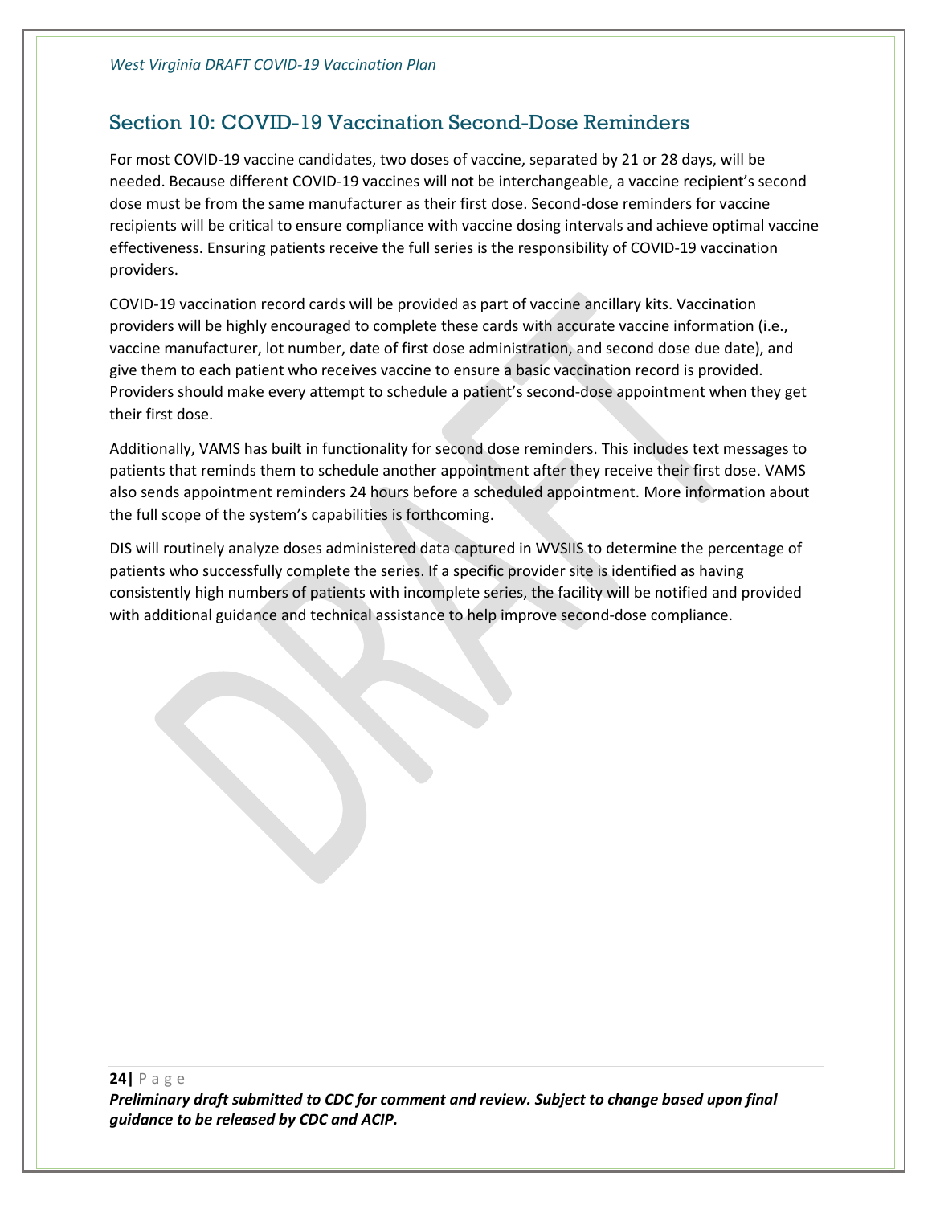## Section 10: COVID-19 Vaccination Second-Dose Reminders

For most COVID-19 vaccine candidates, two doses of vaccine, separated by 21 or 28 days, will be needed. Because different COVID-19 vaccines will not be interchangeable, a vaccine recipient's second dose must be from the same manufacturer as their first dose. Second-dose reminders for vaccine recipients will be critical to ensure compliance with vaccine dosing intervals and achieve optimal vaccine effectiveness. Ensuring patients receive the full series is the responsibility of COVID-19 vaccination providers.

COVID-19 vaccination record cards will be provided as part of vaccine ancillary kits. Vaccination providers will be highly encouraged to complete these cards with accurate vaccine information (i.e., vaccine manufacturer, lot number, date of first dose administration, and second dose due date), and give them to each patient who receives vaccine to ensure a basic vaccination record is provided. Providers should make every attempt to schedule a patient's second-dose appointment when they get their first dose.

Additionally, VAMS has built in functionality for second dose reminders. This includes text messages to patients that reminds them to schedule another appointment after they receive their first dose. VAMS also sends appointment reminders 24 hours before a scheduled appointment. More information about the full scope of the system's capabilities is forthcoming.

DIS will routinely analyze doses administered data captured in WVSIIS to determine the percentage of patients who successfully complete the series. If a specific provider site is identified as having consistently high numbers of patients with incomplete series, the facility will be notified and provided with additional guidance and technical assistance to help improve second-dose compliance.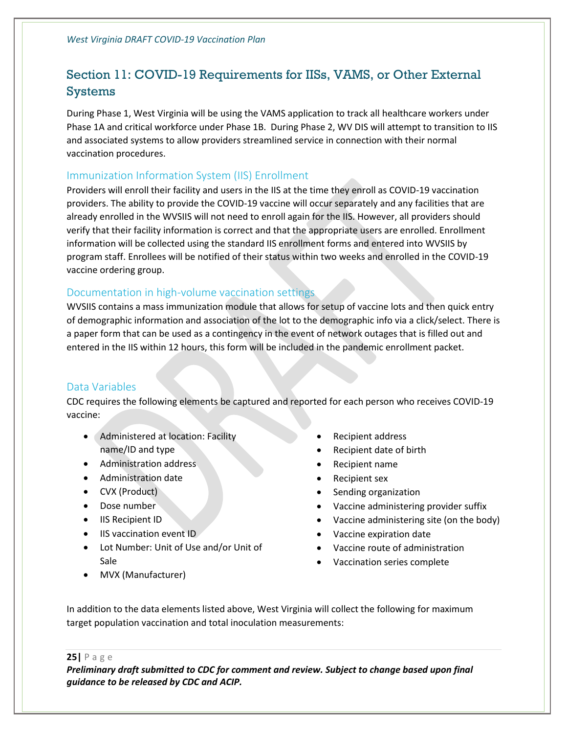## Section 11: COVID-19 Requirements for IISs, VAMS, or Other External Systems

During Phase 1, West Virginia will be using the VAMS application to track all healthcare workers under Phase 1A and critical workforce under Phase 1B. During Phase 2, WV DIS will attempt to transition to IIS and associated systems to allow providers streamlined service in connection with their normal vaccination procedures.

### Immunization Information System (IIS) Enrollment

Providers will enroll their facility and users in the IIS at the time they enroll as COVID-19 vaccination providers. The ability to provide the COVID-19 vaccine will occur separately and any facilities that are already enrolled in the WVSIIS will not need to enroll again for the IIS. However, all providers should verify that their facility information is correct and that the appropriate users are enrolled. Enrollment information will be collected using the standard IIS enrollment forms and entered into WVSIIS by program staff. Enrollees will be notified of their status within two weeks and enrolled in the COVID-19 vaccine ordering group.

### Documentation in high-volume vaccination settings

WVSIIS contains a mass immunization module that allows for setup of vaccine lots and then quick entry of demographic information and association of the lot to the demographic info via a click/select. There is a paper form that can be used as a contingency in the event of network outages that is filled out and entered in the IIS within 12 hours, this form will be included in the pandemic enrollment packet.

### Data Variables

CDC requires the following elements be captured and reported for each person who receives COVID-19 vaccine:

- Administered at location: Facility name/ID and type
- Administration address
- Administration date
- CVX (Product)
- Dose number
- IIS Recipient ID
- IIS vaccination event ID
- Lot Number: Unit of Use and/or Unit of Sale
- MVX (Manufacturer)
- Recipient address
- Recipient date of birth
- Recipient name
- Recipient sex
- Sending organization
- Vaccine administering provider suffix
- Vaccine administering site (on the body)
- Vaccine expiration date
- Vaccine route of administration
- Vaccination series complete

In addition to the data elements listed above, West Virginia will collect the following for maximum target population vaccination and total inoculation measurements: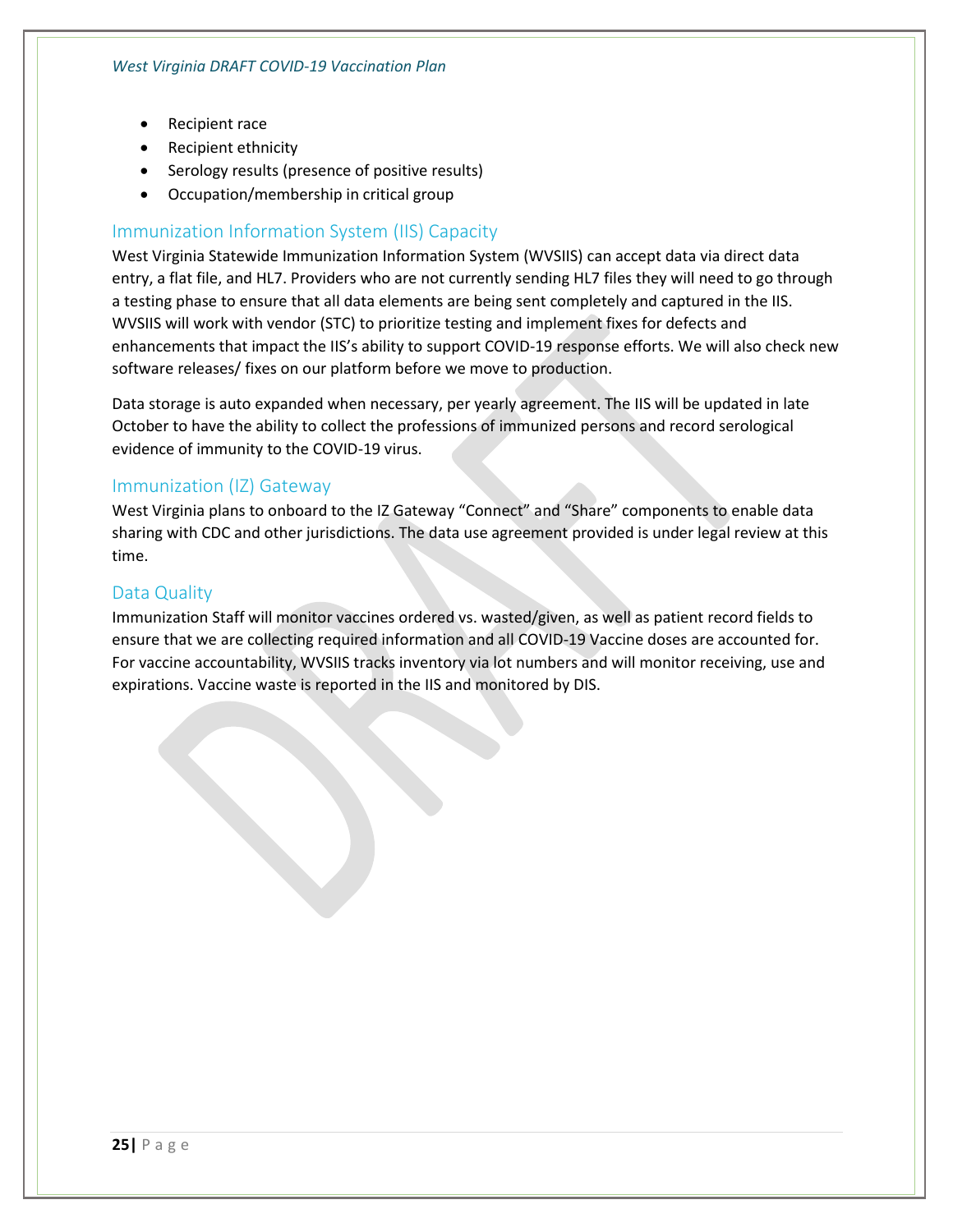- Recipient race
- Recipient ethnicity
- Serology results (presence of positive results)
- Occupation/membership in critical group

## Immunization Information System (IIS) Capacity

West Virginia Statewide Immunization Information System (WVSIIS) can accept data via direct data entry, a flat file, and HL7. Providers who are not currently sending HL7 files they will need to go through a testing phase to ensure that all data elements are being sent completely and captured in the IIS. WVSIIS will work with vendor (STC) to prioritize testing and implement fixes for defects and enhancements that impact the IIS's ability to support COVID-19 response efforts. We will also check new software releases/ fixes on our platform before we move to production.

Data storage is auto expanded when necessary, per yearly agreement. The IIS will be updated in late October to have the ability to collect the professions of immunized persons and record serological evidence of immunity to the COVID-19 virus.

## Immunization (IZ) Gateway

West Virginia plans to onboard to the IZ Gateway "Connect" and "Share" components to enable data sharing with CDC and other jurisdictions. The data use agreement provided is under legal review at this time.

## Data Quality

Immunization Staff will monitor vaccines ordered vs. wasted/given, as well as patient record fields to ensure that we are collecting required information and all COVID-19 Vaccine doses are accounted for. For vaccine accountability, WVSIIS tracks inventory via lot numbers and will monitor receiving, use and expirations. Vaccine waste is reported in the IIS and monitored by DIS.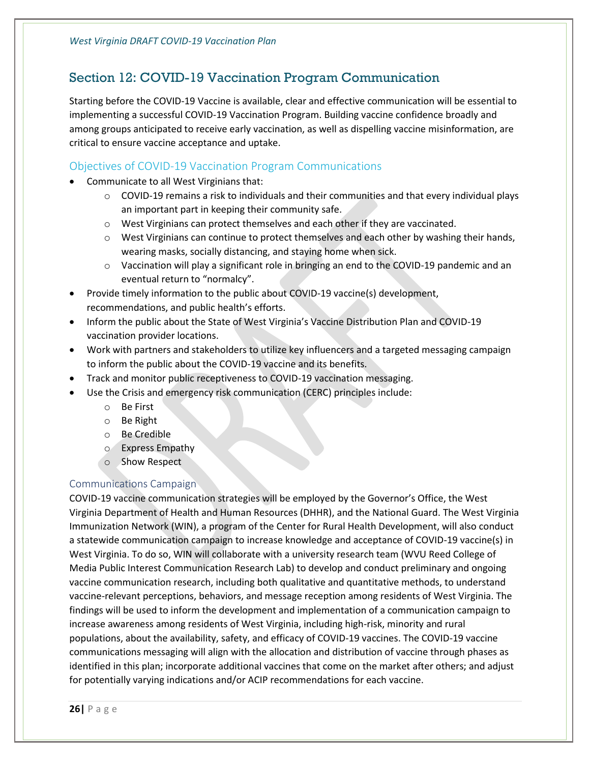## Section 12: COVID-19 Vaccination Program Communication

Starting before the COVID-19 Vaccine is available, clear and effective communication will be essential to implementing a successful COVID-19 Vaccination Program. Building vaccine confidence broadly and among groups anticipated to receive early vaccination, as well as dispelling vaccine misinformation, are critical to ensure vaccine acceptance and uptake.

### Objectives of COVID-19 Vaccination Program Communications

- Communicate to all West Virginians that:
    - COVID-19 remains a risk to individuals and their communities and that every individual plays an important part in keeping their community safe.
    - West Virginians can protect themselves and each other if they are vaccinated.
    - West Virginians can continue to protect themselves and each other by washing their hands, wearing masks, socially distancing, and staying home when sick.
    - Vaccination will play a significant role in bringing an end to the COVID-19 pandemic and an eventual return to "normalcy".
- Provide timely information to the public about COVID-19 vaccine(s) development, recommendations, and public health's efforts.
- Inform the public about the State of West Virginia's Vaccine Distribution Plan and COVID-19 vaccination provider locations.
- Work with partners and stakeholders to utilize key influencers and a targeted messaging campaign to inform the public about the COVID-19 vaccine and its benefits.
- Track and monitor public receptiveness to COVID-19 vaccination messaging.
- Use the Crisis and emergency risk communication (CERC) principles include:
    - Be First
    - Be Right
    - Be Credible
    - Express Empathy
    - Show Respect

### Communications Campaign

COVID-19 vaccine communication strategies will be employed by the Governor's Office, the West Virginia Department of Health and Human Resources (DHHR), and the National Guard. The West Virginia Immunization Network (WIN), a program of the Center for Rural Health Development, will also conduct a statewide communication campaign to increase knowledge and acceptance of COVID-19 vaccine(s) in West Virginia. To do so, WIN will collaborate with a university research team (WVU Reed College of Media Public Interest Communication Research Lab) to develop and conduct preliminary and ongoing vaccine communication research, including both qualitative and quantitative methods, to understand vaccine-relevant perceptions, behaviors, and message reception among residents of West Virginia. The findings will be used to inform the development and implementation of a communication campaign to increase awareness among residents of West Virginia, including high-risk, minority and rural populations, about the availability, safety, and efficacy of COVID-19 vaccines. The COVID-19 vaccine communications messaging will align with the allocation and distribution of vaccine through phases as identified in this plan; incorporate additional vaccines that come on the market after others; and adjust for potentially varying indications and/or ACIP recommendations for each vaccine.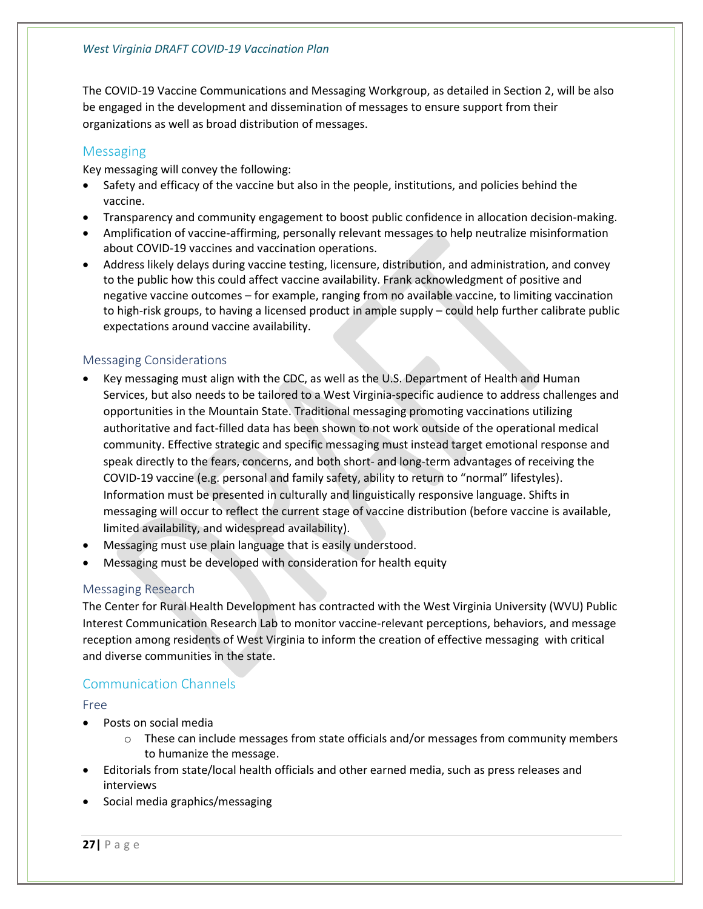The COVID-19 Vaccine Communications and Messaging Workgroup, as detailed in Section 2, will be also be engaged in the development and dissemination of messages to ensure support from their organizations as well as broad distribution of messages.

## Messaging

Key messaging will convey the following:

- Safety and efficacy of the vaccine but also in the people, institutions, and policies behind the vaccine.
- Transparency and community engagement to boost public confidence in allocation decision-making.
- Amplification of vaccine-affirming, personally relevant messages to help neutralize misinformation about COVID-19 vaccines and vaccination operations.
- Address likely delays during vaccine testing, licensure, distribution, and administration, and convey to the public how this could affect vaccine availability. Frank acknowledgment of positive and negative vaccine outcomes – for example, ranging from no available vaccine, to limiting vaccination to high-risk groups, to having a licensed product in ample supply – could help further calibrate public expectations around vaccine availability.

### Messaging Considerations

- Key messaging must align with the CDC, as well as the U.S. Department of Health and Human Services, but also needs to be tailored to a West Virginia-specific audience to address challenges and opportunities in the Mountain State. Traditional messaging promoting vaccinations utilizing authoritative and fact-filled data has been shown to not work outside of the operational medical community. Effective strategic and specific messaging must instead target emotional response and speak directly to the fears, concerns, and both short- and long-term advantages of receiving the COVID-19 vaccine (e.g. personal and family safety, ability to return to "normal" lifestyles). Information must be presented in culturally and linguistically responsive language. Shifts in messaging will occur to reflect the current stage of vaccine distribution (before vaccine is available, limited availability, and widespread availability).
- Messaging must use plain language that is easily understood.
- Messaging must be developed with consideration for health equity

### Messaging Research

The Center for Rural Health Development has contracted with the West Virginia University (WVU) Public Interest Communication Research Lab to monitor vaccine-relevant perceptions, behaviors, and message reception among residents of West Virginia to inform the creation of effective messaging with critical and diverse communities in the state.

## Communication Channels

### Free

- Posts on social media
  - These can include messages from state officials and/or messages from community members to humanize the message.
- Editorials from state/local health officials and other earned media, such as press releases and interviews
- Social media graphics/messaging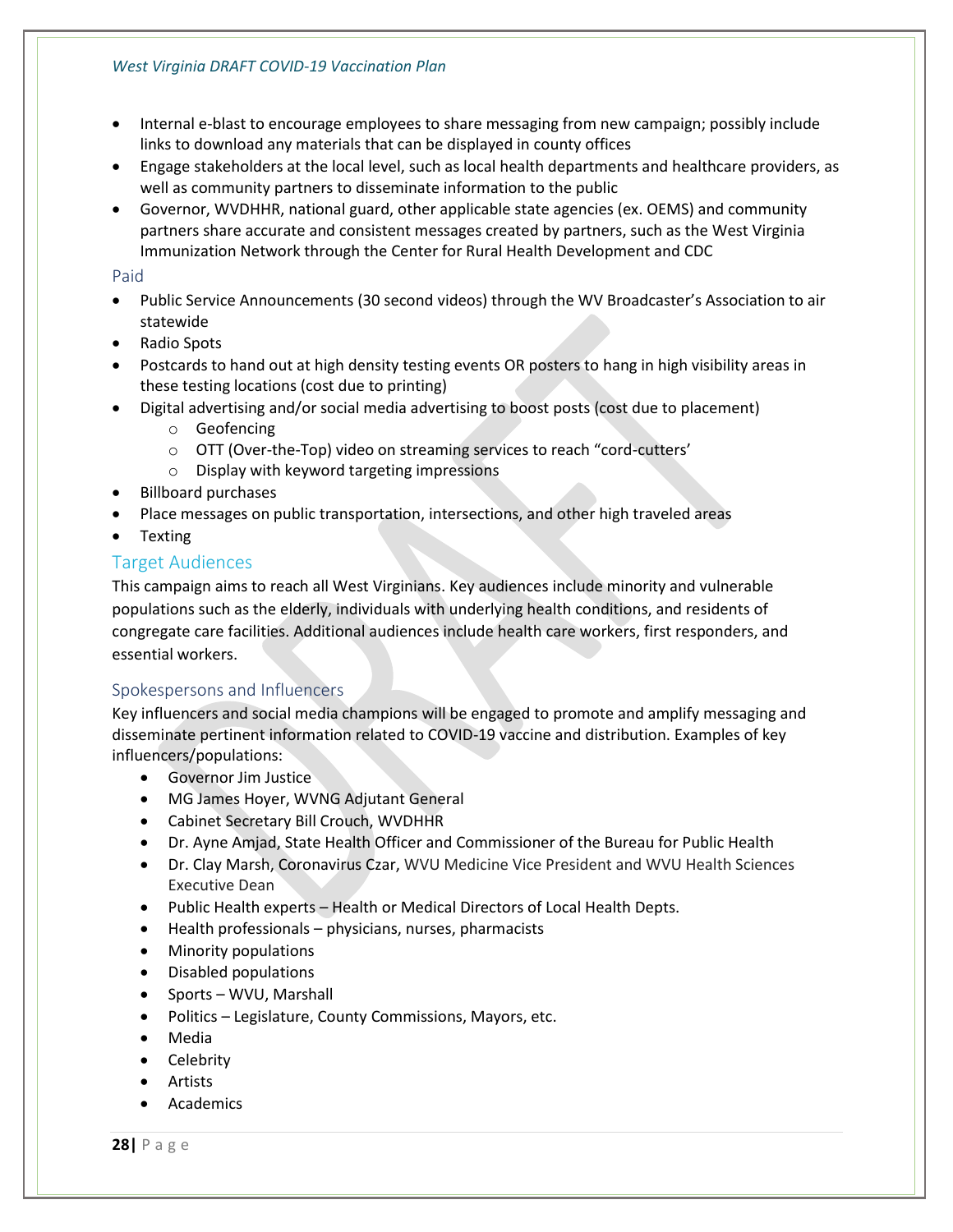- Internal e-blast to encourage employees to share messaging from new campaign; possibly include links to download any materials that can be displayed in county offices
- Engage stakeholders at the local level, such as local health departments and healthcare providers, as well as community partners to disseminate information to the public
- Governor, WVDHHR, national guard, other applicable state agencies (ex. OEMS) and community partners share accurate and consistent messages created by partners, such as the West Virginia Immunization Network through the Center for Rural Health Development and CDC

### Paid

- Public Service Announcements (30 second videos) through the WV Broadcaster's Association to air statewide
- Radio Spots
- Postcards to hand out at high density testing events OR posters to hang in high visibility areas in these testing locations (cost due to printing)
- Digital advertising and/or social media advertising to boost posts (cost due to placement)
  - Geofencing
  - OTT (Over-the-Top) video on streaming services to reach "cord-cutters'
  - Display with keyword targeting impressions
- Billboard purchases
- Place messages on public transportation, intersections, and other high traveled areas
- Texting

## Target Audiences

This campaign aims to reach all West Virginians. Key audiences include minority and vulnerable populations such as the elderly, individuals with underlying health conditions, and residents of congregate care facilities. Additional audiences include health care workers, first responders, and essential workers.

### Spokespersons and Influencers

Key influencers and social media champions will be engaged to promote and amplify messaging and disseminate pertinent information related to COVID-19 vaccine and distribution. Examples of key influencers/populations:

- Governor Jim Justice
- MG James Hoyer, WVNG Adjutant General
- Cabinet Secretary Bill Crouch, WVDHHR
- Dr. Ayne Amjad, State Health Officer and Commissioner of the Bureau for Public Health
- Dr. Clay Marsh, Coronavirus Czar, WVU Medicine Vice President and WVU Health Sciences Executive Dean
- Public Health experts – Health or Medical Directors of Local Health Depts.
- Health professionals – physicians, nurses, pharmacists
- Minority populations
- Disabled populations
- Sports – WVU, Marshall
- Politics – Legislature, County Commissions, Mayors, etc.
- Media
- Celebrity
- Artists
- Academics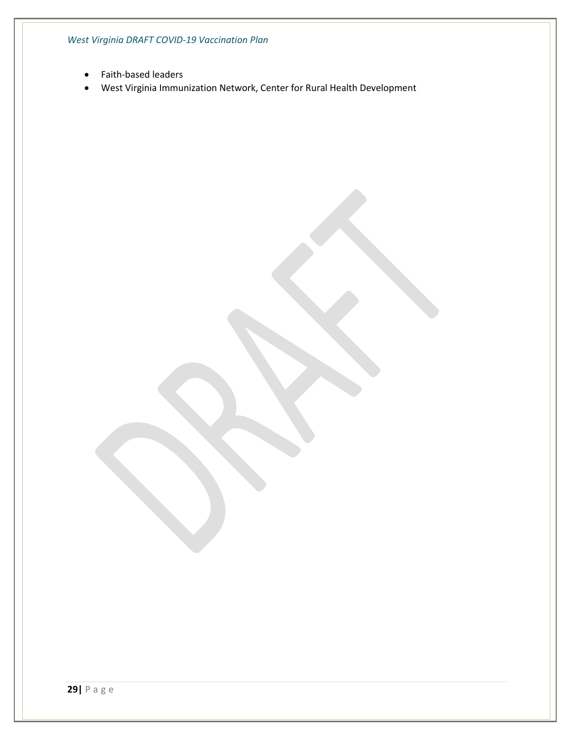- Faith-based leaders
- West Virginia Immunization Network, Center for Rural Health Development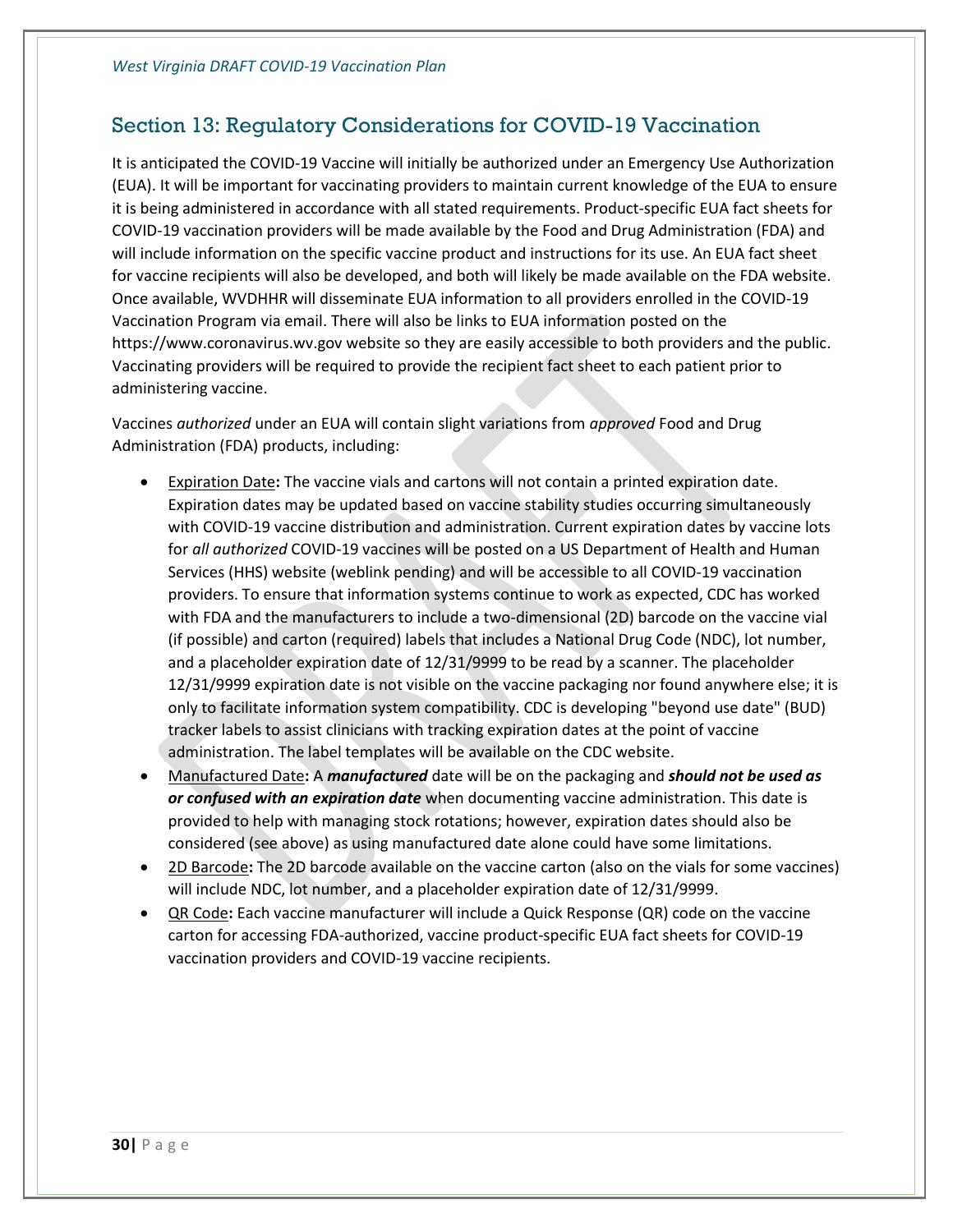## Section 13: Regulatory Considerations for COVID-19 Vaccination

It is anticipated the COVID-19 Vaccine will initially be authorized under an Emergency Use Authorization (EUA). It will be important for vaccinating providers to maintain current knowledge of the EUA to ensure it is being administered in accordance with all stated requirements. Product-specific EUA fact sheets for COVID-19 vaccination providers will be made available by the Food and Drug Administration (FDA) and will include information on the specific vaccine product and instructions for its use. An EUA fact sheet for vaccine recipients will also be developed, and both will likely be made available on the FDA website. Once available, WVDHHR will disseminate EUA information to all providers enrolled in the COVID-19 Vaccination Program via email. There will also be links to EUA information posted on the https://www.coronavirus.wv.gov website so they are easily accessible to both providers and the public. Vaccinating providers will be required to provide the recipient fact sheet to each patient prior to administering vaccine.

Vaccines *authorized* under an EUA will contain slight variations from *approved* Food and Drug Administration (FDA) products, including:

- Expiration Date**:** The vaccine vials and cartons will not contain a printed expiration date. Expiration dates may be updated based on vaccine stability studies occurring simultaneously with COVID-19 vaccine distribution and administration. Current expiration dates by vaccine lots for *all authorized* COVID-19 vaccines will be posted on a US Department of Health and Human Services (HHS) website (weblink pending) and will be accessible to all COVID-19 vaccination providers. To ensure that information systems continue to work as expected, CDC has worked with FDA and the manufacturers to include a two-dimensional (2D) barcode on the vaccine vial (if possible) and carton (required) labels that includes a National Drug Code (NDC), lot number, and a placeholder expiration date of 12/31/9999 to be read by a scanner. The placeholder 12/31/9999 expiration date is not visible on the vaccine packaging nor found anywhere else; it is only to facilitate information system compatibility. CDC is developing "beyond use date" (BUD) tracker labels to assist clinicians with tracking expiration dates at the point of vaccine administration. The label templates will be available on the CDC website.
- Manufactured Date**:** A ***manufactured*** date will be on the packaging and ***should not be used as or confused with an expiration date*** when documenting vaccine administration. This date is provided to help with managing stock rotations; however, expiration dates should also be considered (see above) as using manufactured date alone could have some limitations.
- 2D Barcode**:** The 2D barcode available on the vaccine carton (also on the vials for some vaccines) will include NDC, lot number, and a placeholder expiration date of 12/31/9999.
- QR Code**:** Each vaccine manufacturer will include a Quick Response (QR) code on the vaccine carton for accessing FDA-authorized, vaccine product-specific EUA fact sheets for COVID-19 vaccination providers and COVID-19 vaccine recipients.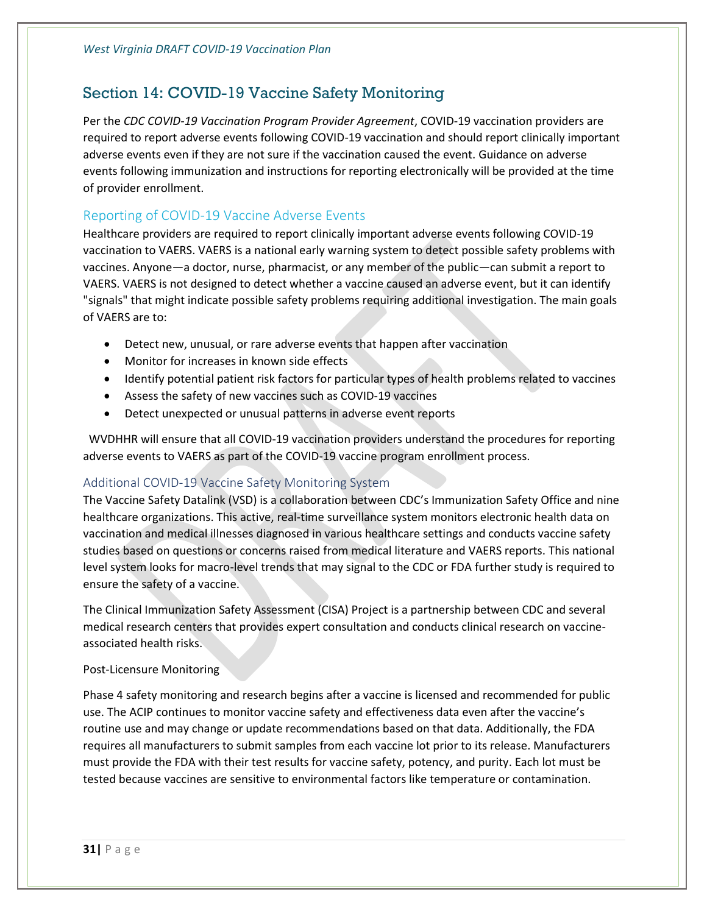## Section 14: COVID-19 Vaccine Safety Monitoring

Per the *CDC COVID-19 Vaccination Program Provider Agreement*, COVID-19 vaccination providers are required to report adverse events following COVID-19 vaccination and should report clinically important adverse events even if they are not sure if the vaccination caused the event. Guidance on adverse events following immunization and instructions for reporting electronically will be provided at the time of provider enrollment.

### Reporting of COVID-19 Vaccine Adverse Events

Healthcare providers are required to report clinically important adverse events following COVID-19 vaccination to VAERS. VAERS is a national early warning system to detect possible safety problems with vaccines. Anyone—a doctor, nurse, pharmacist, or any member of the public—can submit a report to VAERS. VAERS is not designed to detect whether a vaccine caused an adverse event, but it can identify "signals" that might indicate possible safety problems requiring additional investigation. The main goals of VAERS are to:

- Detect new, unusual, or rare adverse events that happen after vaccination
- Monitor for increases in known side effects
- Identify potential patient risk factors for particular types of health problems related to vaccines
- Assess the safety of new vaccines such as COVID-19 vaccines
- Detect unexpected or unusual patterns in adverse event reports

WVDHHR will ensure that all COVID-19 vaccination providers understand the procedures for reporting adverse events to VAERS as part of the COVID-19 vaccine program enrollment process.

### Additional COVID-19 Vaccine Safety Monitoring System

The Vaccine Safety Datalink (VSD) is a collaboration between CDC's Immunization Safety Office and nine healthcare organizations. This active, real-time surveillance system monitors electronic health data on vaccination and medical illnesses diagnosed in various healthcare settings and conducts vaccine safety studies based on questions or concerns raised from medical literature and VAERS reports. This national level system looks for macro-level trends that may signal to the CDC or FDA further study is required to ensure the safety of a vaccine.

The Clinical Immunization Safety Assessment (CISA) Project is a partnership between CDC and several medical research centers that provides expert consultation and conducts clinical research on vaccine-associated health risks.

Post-Licensure Monitoring

Phase 4 safety monitoring and research begins after a vaccine is licensed and recommended for public use. The ACIP continues to monitor vaccine safety and effectiveness data even after the vaccine's routine use and may change or update recommendations based on that data. Additionally, the FDA requires all manufacturers to submit samples from each vaccine lot prior to its release. Manufacturers must provide the FDA with their test results for vaccine safety, potency, and purity. Each lot must be tested because vaccines are sensitive to environmental factors like temperature or contamination.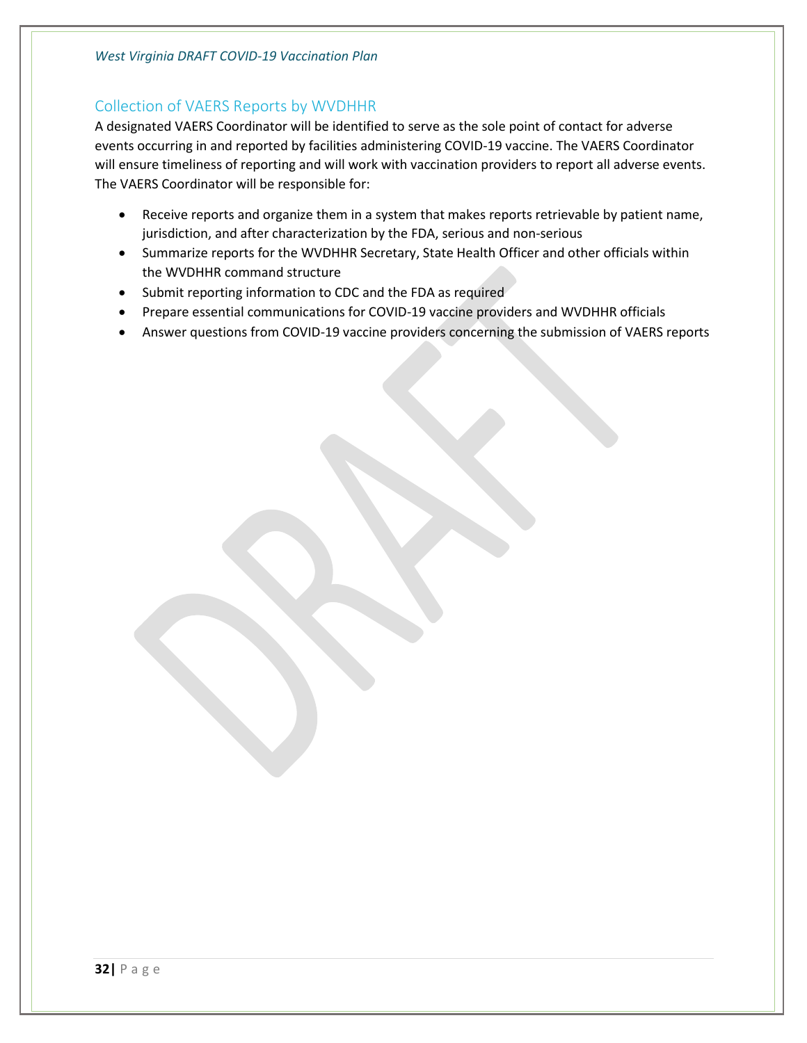## Collection of VAERS Reports by WVDHHR

A designated VAERS Coordinator will be identified to serve as the sole point of contact for adverse events occurring in and reported by facilities administering COVID-19 vaccine. The VAERS Coordinator will ensure timeliness of reporting and will work with vaccination providers to report all adverse events. The VAERS Coordinator will be responsible for:

- Receive reports and organize them in a system that makes reports retrievable by patient name, jurisdiction, and after characterization by the FDA, serious and non-serious
- Summarize reports for the WVDHHR Secretary, State Health Officer and other officials within the WVDHHR command structure
- Submit reporting information to CDC and the FDA as required
- Prepare essential communications for COVID-19 vaccine providers and WVDHHR officials
- Answer questions from COVID-19 vaccine providers concerning the submission of VAERS reports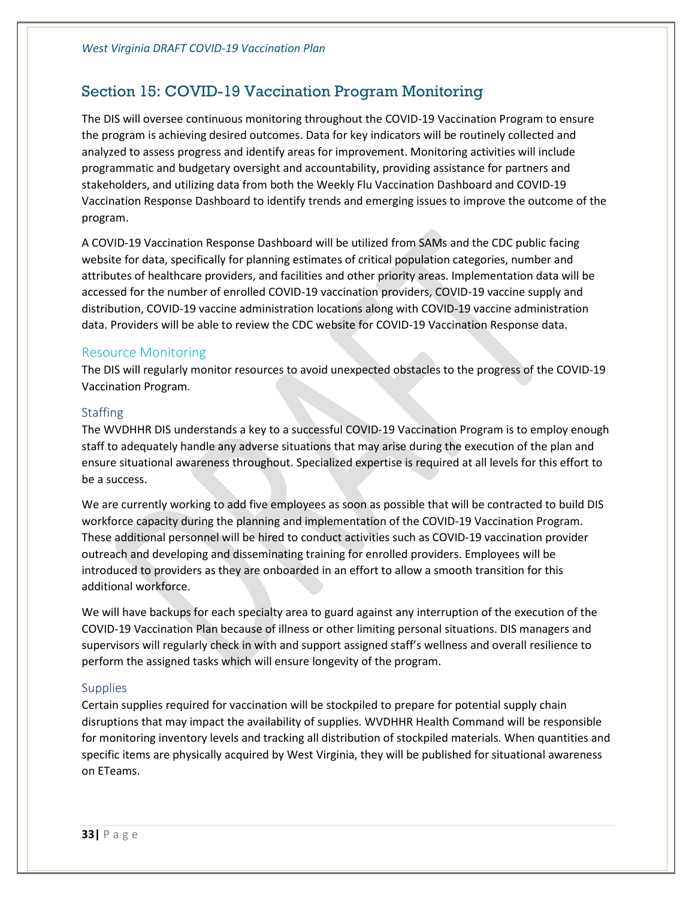## Section 15: COVID-19 Vaccination Program Monitoring

The DIS will oversee continuous monitoring throughout the COVID-19 Vaccination Program to ensure the program is achieving desired outcomes. Data for key indicators will be routinely collected and analyzed to assess progress and identify areas for improvement. Monitoring activities will include programmatic and budgetary oversight and accountability, providing assistance for partners and stakeholders, and utilizing data from both the Weekly Flu Vaccination Dashboard and COVID-19 Vaccination Response Dashboard to identify trends and emerging issues to improve the outcome of the program.

A COVID-19 Vaccination Response Dashboard will be utilized from SAMs and the CDC public facing website for data, specifically for planning estimates of critical population categories, number and attributes of healthcare providers, and facilities and other priority areas. Implementation data will be accessed for the number of enrolled COVID-19 vaccination providers, COVID-19 vaccine supply and distribution, COVID-19 vaccine administration locations along with COVID-19 vaccine administration data. Providers will be able to review the CDC website for COVID-19 Vaccination Response data.

### Resource Monitoring

The DIS will regularly monitor resources to avoid unexpected obstacles to the progress of the COVID-19 Vaccination Program.

#### Staffing

The WVDHHR DIS understands a key to a successful COVID-19 Vaccination Program is to employ enough staff to adequately handle any adverse situations that may arise during the execution of the plan and ensure situational awareness throughout. Specialized expertise is required at all levels for this effort to be a success.

We are currently working to add five employees as soon as possible that will be contracted to build DIS workforce capacity during the planning and implementation of the COVID-19 Vaccination Program. These additional personnel will be hired to conduct activities such as COVID-19 vaccination provider outreach and developing and disseminating training for enrolled providers. Employees will be introduced to providers as they are onboarded in an effort to allow a smooth transition for this additional workforce.

We will have backups for each specialty area to guard against any interruption of the execution of the COVID-19 Vaccination Plan because of illness or other limiting personal situations. DIS managers and supervisors will regularly check in with and support assigned staff's wellness and overall resilience to perform the assigned tasks which will ensure longevity of the program.

#### Supplies

Certain supplies required for vaccination will be stockpiled to prepare for potential supply chain disruptions that may impact the availability of supplies. WVDHHR Health Command will be responsible for monitoring inventory levels and tracking all distribution of stockpiled materials. When quantities and specific items are physically acquired by West Virginia, they will be published for situational awareness on ETeams.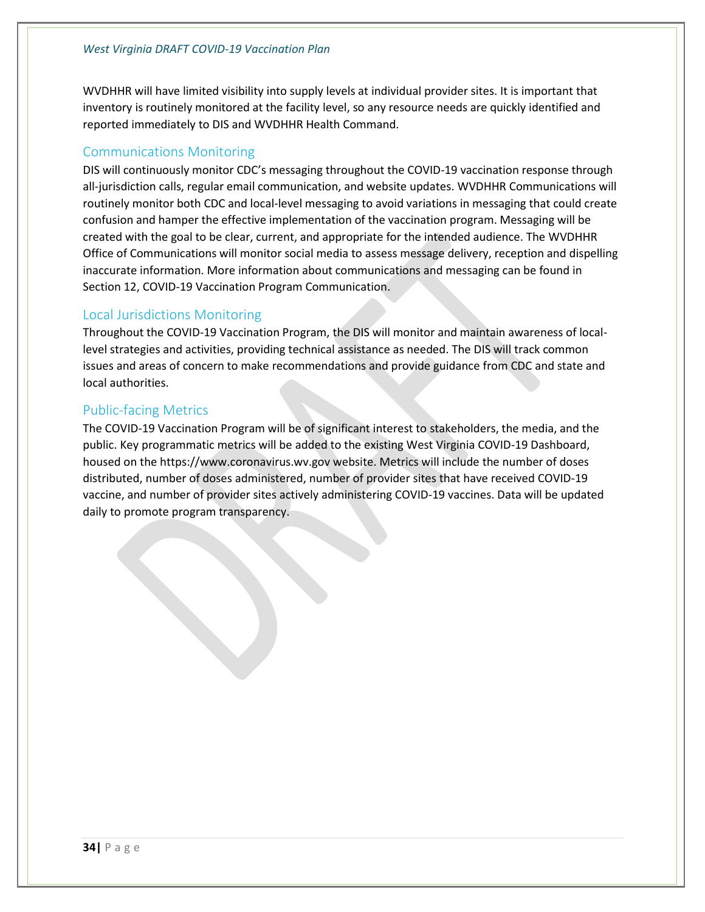WVDHHR will have limited visibility into supply levels at individual provider sites. It is important that inventory is routinely monitored at the facility level, so any resource needs are quickly identified and reported immediately to DIS and WVDHHR Health Command.

## Communications Monitoring

DIS will continuously monitor CDC's messaging throughout the COVID-19 vaccination response through all-jurisdiction calls, regular email communication, and website updates. WVDHHR Communications will routinely monitor both CDC and local-level messaging to avoid variations in messaging that could create confusion and hamper the effective implementation of the vaccination program. Messaging will be created with the goal to be clear, current, and appropriate for the intended audience. The WVDHHR Office of Communications will monitor social media to assess message delivery, reception and dispelling inaccurate information. More information about communications and messaging can be found in Section 12, COVID-19 Vaccination Program Communication.

## Local Jurisdictions Monitoring

Throughout the COVID-19 Vaccination Program, the DIS will monitor and maintain awareness of local-level strategies and activities, providing technical assistance as needed. The DIS will track common issues and areas of concern to make recommendations and provide guidance from CDC and state and local authorities.

## Public-facing Metrics

The COVID-19 Vaccination Program will be of significant interest to stakeholders, the media, and the public. Key programmatic metrics will be added to the existing West Virginia COVID-19 Dashboard, housed on the https://www.coronavirus.wv.gov website. Metrics will include the number of doses distributed, number of doses administered, number of provider sites that have received COVID-19 vaccine, and number of provider sites actively administering COVID-19 vaccines. Data will be updated daily to promote program transparency.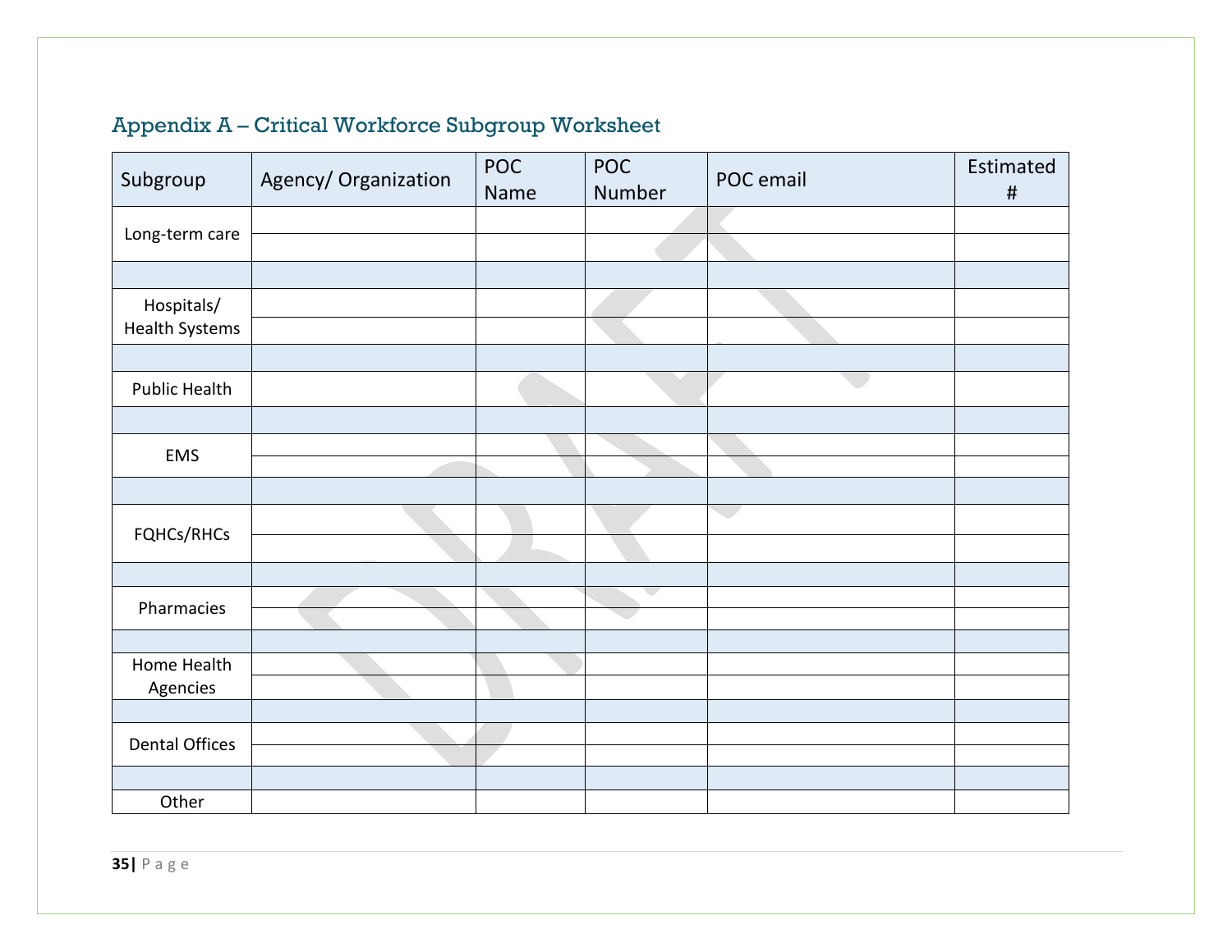## Appendix A – Critical Workforce Subgroup Worksheet

| Subgroup | Agency/ Organization | POC Name | POC Number | POC email | Estimated # |
|---|---|---|---|---|---|
| Long-term care | | | | | |
| | | | | | |
| | | | | | |
| Hospitals/ Health Systems | | | | | |
| | | | | | |
| | | | | | |
| Public Health | | | | | |
| | | | | | |
| EMS | | | | | |
| | | | | | |
| | | | | | |
| FQHCs/RHCs | | | | | |
| | | | | | |
| | | | | | |
| Pharmacies | | | | | |
| | | | | | |
| | | | | | |
| Home Health Agencies | | | | | |
| | | | | | |
| | | | | | |
| Dental Offices | | | | | |
| | | | | | |
| | | | | | |
| Other | | | | | |